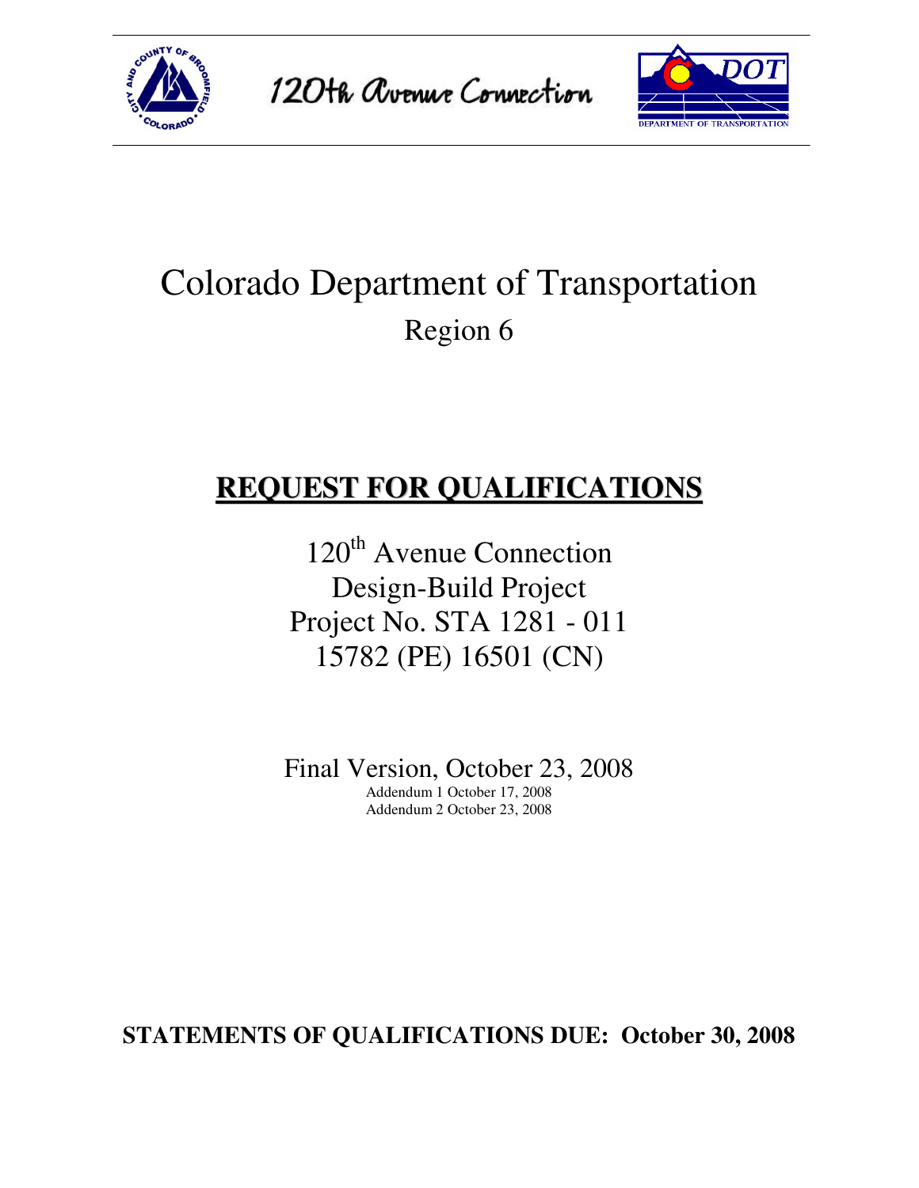120th Avenue Connection

# Colorado Department of Transportation

## Region 6

# **REQUEST FOR QUALIFICATIONS**

120th Avenue Connection
Design-Build Project
Project No. STA 1281 - 011
15782 (PE) 16501 (CN)

Final Version, October 23, 2008
Addendum 1 October 17, 2008
Addendum 2 October 23, 2008

**STATEMENTS OF QUALIFICATIONS DUE: October 30, 2008**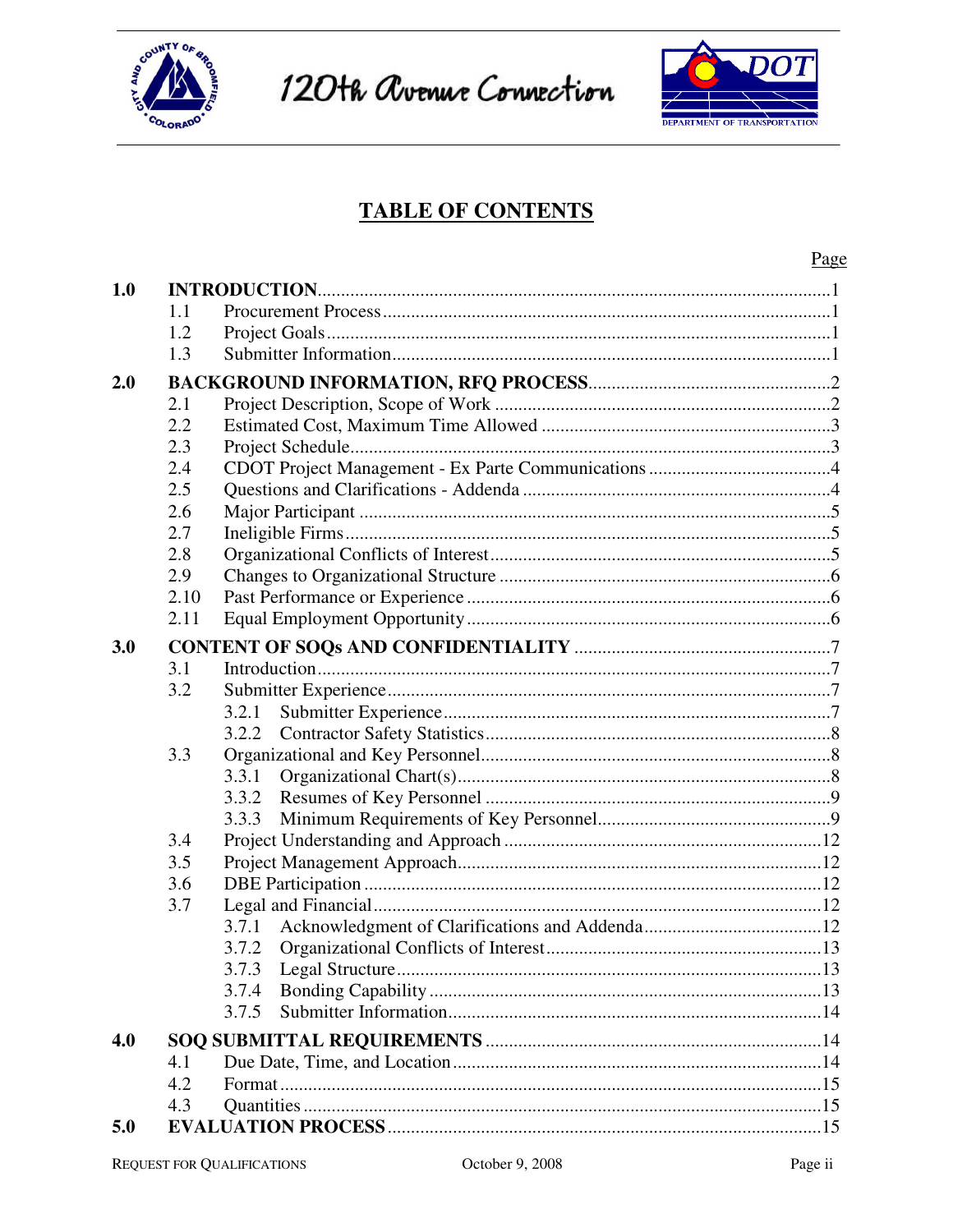# TABLE OF CONTENTS

| | | Page |
|---|---|---|
| **1.0** | **INTRODUCTION** | 1 |
| 1.1 | Procurement Process | 1 |
| 1.2 | Project Goals | 1 |
| 1.3 | Submitter Information | 1 |
| **2.0** | **BACKGROUND INFORMATION, RFQ PROCESS** | 2 |
| 2.1 | Project Description, Scope of Work | 2 |
| 2.2 | Estimated Cost, Maximum Time Allowed | 3 |
| 2.3 | Project Schedule | 3 |
| 2.4 | CDOT Project Management - Ex Parte Communications | 4 |
| 2.5 | Questions and Clarifications - Addenda | 4 |
| 2.6 | Major Participant | 5 |
| 2.7 | Ineligible Firms | 5 |
| 2.8 | Organizational Conflicts of Interest | 5 |
| 2.9 | Changes to Organizational Structure | 6 |
| 2.10 | Past Performance or Experience | 6 |
| 2.11 | Equal Employment Opportunity | 6 |
| **3.0** | **CONTENT OF SOQs AND CONFIDENTIALITY** | 7 |
| 3.1 | Introduction | 7 |
| 3.2 | Submitter Experience | 7 |
| 3.2.1 | Submitter Experience | 7 |
| 3.2.2 | Contractor Safety Statistics | 8 |
| 3.3 | Organizational and Key Personnel | 8 |
| 3.3.1 | Organizational Chart(s) | 8 |
| 3.3.2 | Resumes of Key Personnel | 9 |
| 3.3.3 | Minimum Requirements of Key Personnel | 9 |
| 3.4 | Project Understanding and Approach | 12 |
| 3.5 | Project Management Approach | 12 |
| 3.6 | DBE Participation | 12 |
| 3.7 | Legal and Financial | 12 |
| 3.7.1 | Acknowledgment of Clarifications and Addenda | 12 |
| 3.7.2 | Organizational Conflicts of Interest | 13 |
| 3.7.3 | Legal Structure | 13 |
| 3.7.4 | Bonding Capability | 13 |
| 3.7.5 | Submitter Information | 14 |
| **4.0** | **SOQ SUBMITTAL REQUIREMENTS** | 14 |
| 4.1 | Due Date, Time, and Location | 14 |
| 4.2 | Format | 15 |
| 4.3 | Quantities | 15 |
| **5.0** | **EVALUATION PROCESS** | 15 |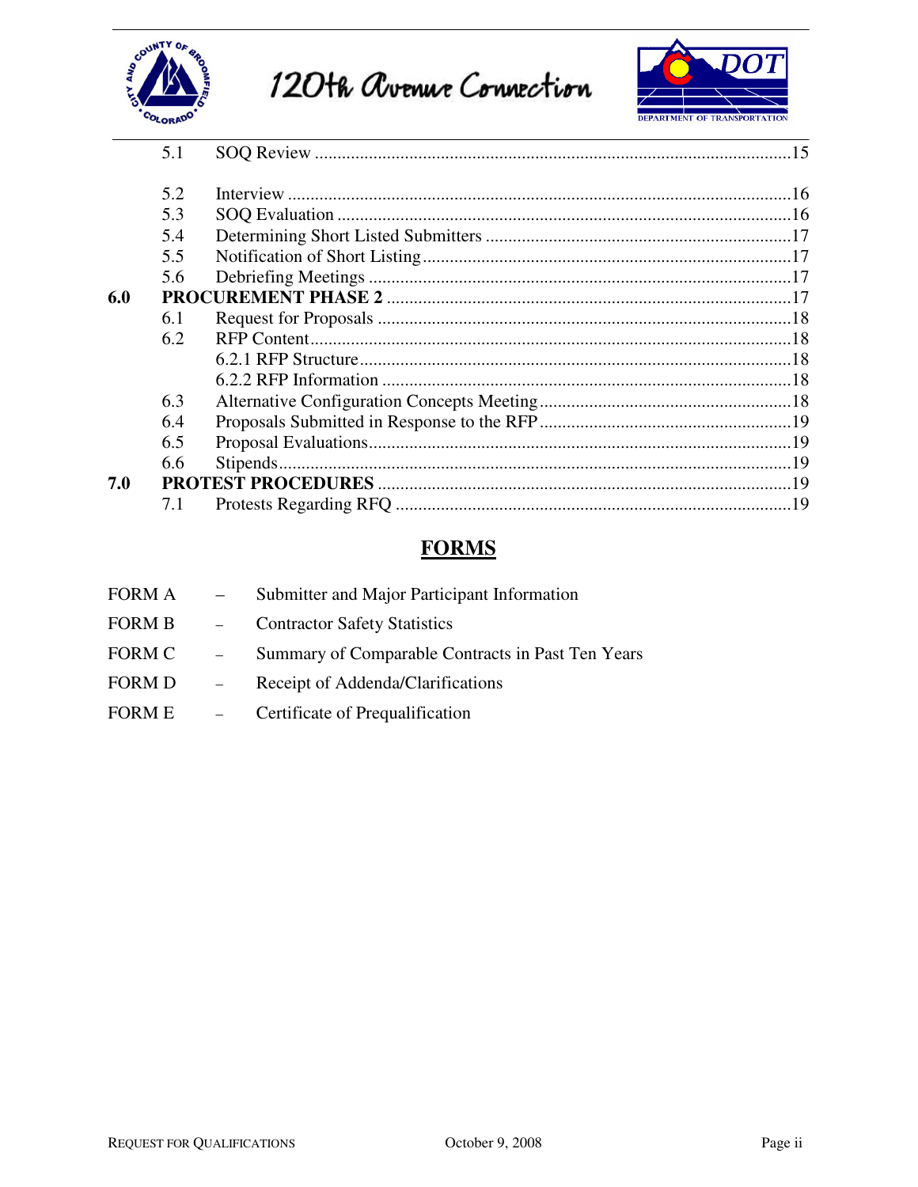| | | |
|---|---|---|
| | 5.1 SOQ Review | 15 |
| | 5.2 Interview | 16 |
| | 5.3 SOQ Evaluation | 16 |
| | 5.4 Determining Short Listed Submitters | 17 |
| | 5.5 Notification of Short Listing | 17 |
| | 5.6 Debriefing Meetings | 17 |
| **6.0** | **PROCUREMENT PHASE 2** | 17 |
| | 6.1 Request for Proposals | 18 |
| | 6.2 RFP Content | 18 |
| | 6.2.1 RFP Structure | 18 |
| | 6.2.2 RFP Information | 18 |
| | 6.3 Alternative Configuration Concepts Meeting | 18 |
| | 6.4 Proposals Submitted in Response to the RFP | 19 |
| | 6.5 Proposal Evaluations | 19 |
| | 6.6 Stipends | 19 |
| **7.0** | **PROTEST PROCEDURES** | 19 |
| | 7.1 Protests Regarding RFQ | 19 |

# FORMS

FORM A – Submitter and Major Participant Information

FORM B – Contractor Safety Statistics

FORM C – Summary of Comparable Contracts in Past Ten Years

FORM D – Receipt of Addenda/Clarifications

FORM E – Certificate of Prequalification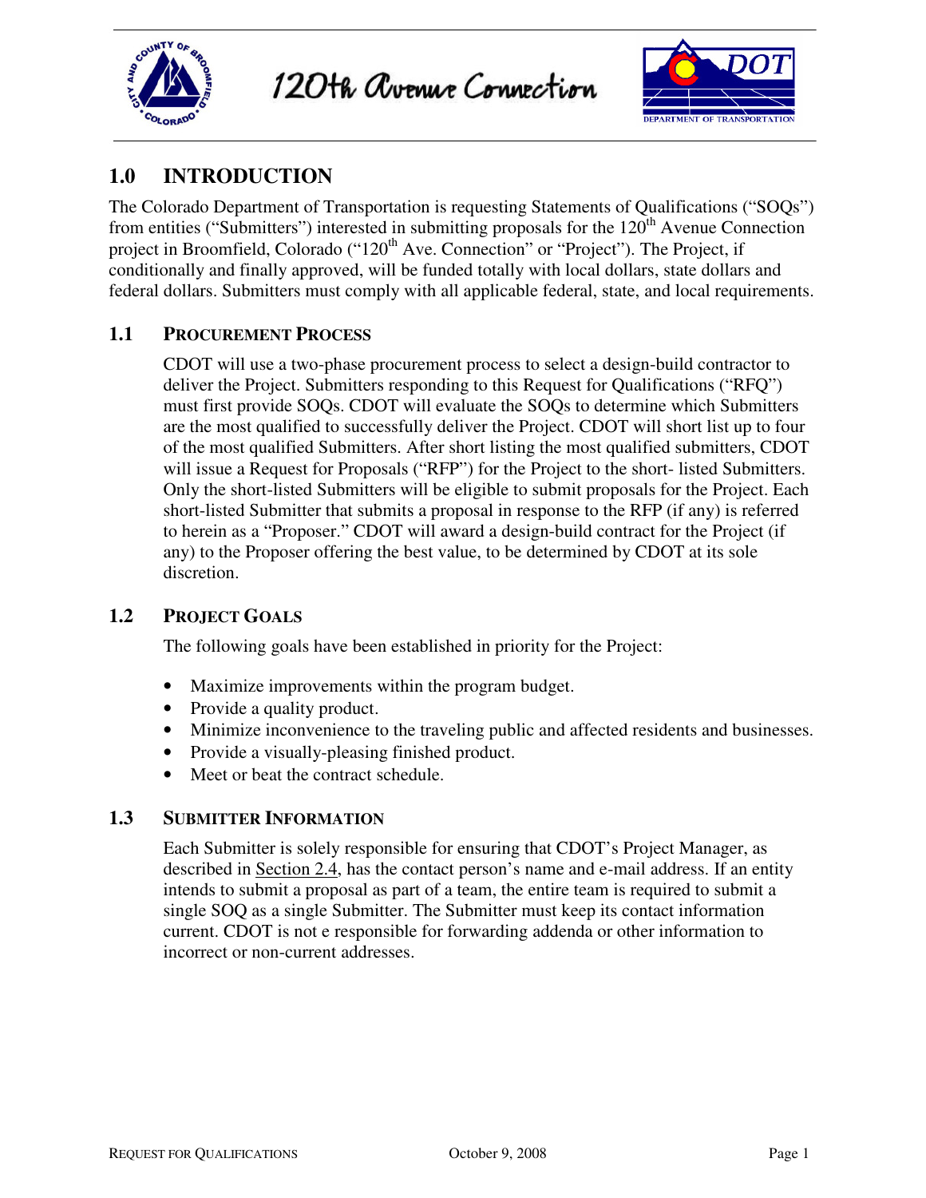## 1.0 INTRODUCTION

The Colorado Department of Transportation is requesting Statements of Qualifications ("SOQs") from entities ("Submitters") interested in submitting proposals for the 120th Avenue Connection project in Broomfield, Colorado ("120th Ave. Connection" or "Project"). The Project, if conditionally and finally approved, will be funded totally with local dollars, state dollars and federal dollars. Submitters must comply with all applicable federal, state, and local requirements.

### 1.1 PROCUREMENT PROCESS

CDOT will use a two-phase procurement process to select a design-build contractor to deliver the Project. Submitters responding to this Request for Qualifications ("RFQ") must first provide SOQs. CDOT will evaluate the SOQs to determine which Submitters are the most qualified to successfully deliver the Project. CDOT will short list up to four of the most qualified Submitters. After short listing the most qualified submitters, CDOT will issue a Request for Proposals ("RFP") for the Project to the short- listed Submitters. Only the short-listed Submitters will be eligible to submit proposals for the Project. Each short-listed Submitter that submits a proposal in response to the RFP (if any) is referred to herein as a "Proposer." CDOT will award a design-build contract for the Project (if any) to the Proposer offering the best value, to be determined by CDOT at its sole discretion.

### 1.2 PROJECT GOALS

The following goals have been established in priority for the Project:

- Maximize improvements within the program budget.
- Provide a quality product.
- Minimize inconvenience to the traveling public and affected residents and businesses.
- Provide a visually-pleasing finished product.
- Meet or beat the contract schedule.

### 1.3 SUBMITTER INFORMATION

Each Submitter is solely responsible for ensuring that CDOT's Project Manager, as described in Section 2.4, has the contact person's name and e-mail address. If an entity intends to submit a proposal as part of a team, the entire team is required to submit a single SOQ as a single Submitter. The Submitter must keep its contact information current. CDOT is not e responsible for forwarding addenda or other information to incorrect or non-current addresses.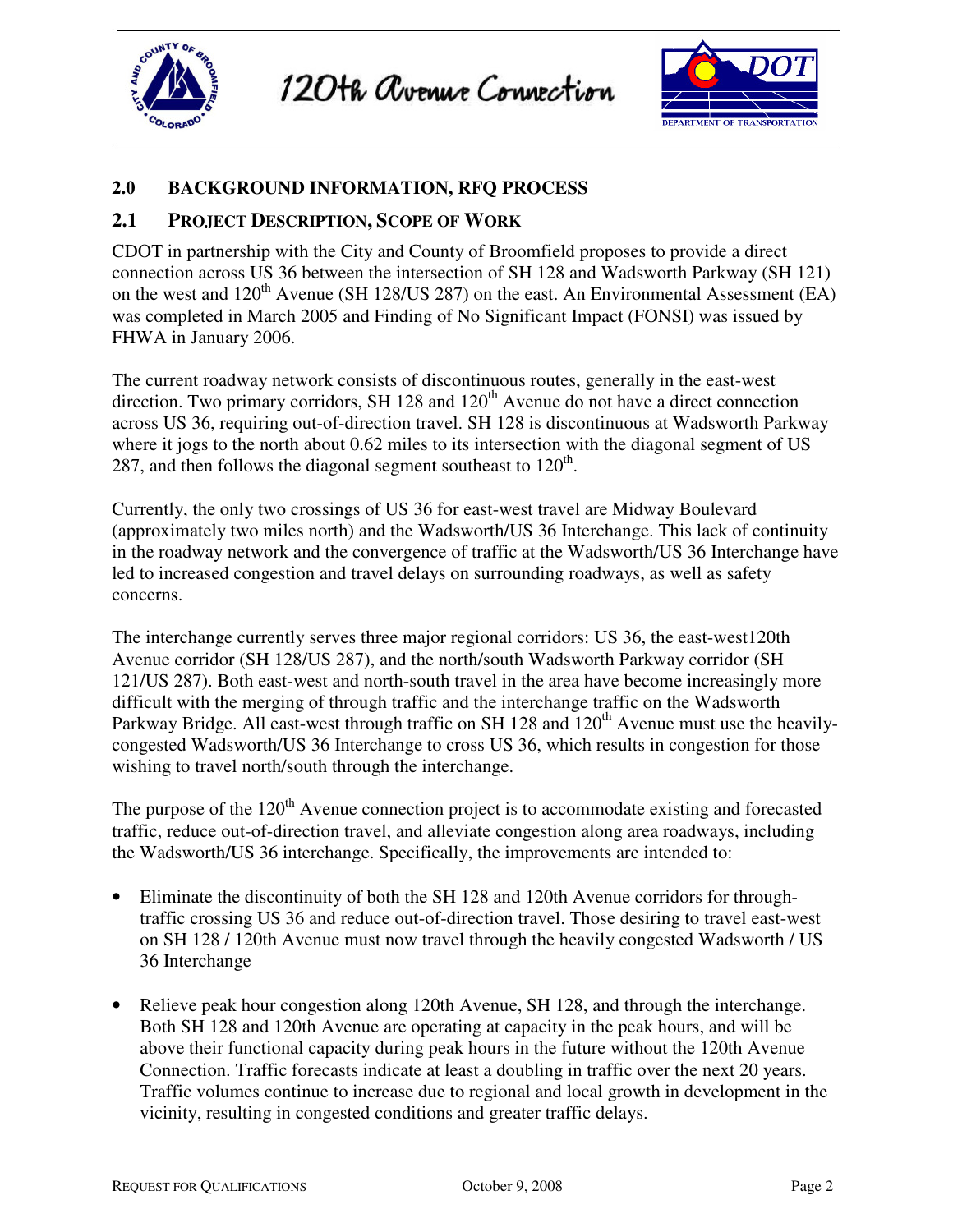## 2.0 BACKGROUND INFORMATION, RFQ PROCESS

### 2.1 PROJECT DESCRIPTION, SCOPE OF WORK

CDOT in partnership with the City and County of Broomfield proposes to provide a direct connection across US 36 between the intersection of SH 128 and Wadsworth Parkway (SH 121) on the west and 120th Avenue (SH 128/US 287) on the east. An Environmental Assessment (EA) was completed in March 2005 and Finding of No Significant Impact (FONSI) was issued by FHWA in January 2006.

The current roadway network consists of discontinuous routes, generally in the east-west direction. Two primary corridors, SH 128 and 120th Avenue do not have a direct connection across US 36, requiring out-of-direction travel. SH 128 is discontinuous at Wadsworth Parkway where it jogs to the north about 0.62 miles to its intersection with the diagonal segment of US 287, and then follows the diagonal segment southeast to 120th.

Currently, the only two crossings of US 36 for east-west travel are Midway Boulevard (approximately two miles north) and the Wadsworth/US 36 Interchange. This lack of continuity in the roadway network and the convergence of traffic at the Wadsworth/US 36 Interchange have led to increased congestion and travel delays on surrounding roadways, as well as safety concerns.

The interchange currently serves three major regional corridors: US 36, the east-west120th Avenue corridor (SH 128/US 287), and the north/south Wadsworth Parkway corridor (SH 121/US 287). Both east-west and north-south travel in the area have become increasingly more difficult with the merging of through traffic and the interchange traffic on the Wadsworth Parkway Bridge. All east-west through traffic on SH 128 and 120th Avenue must use the heavily-congested Wadsworth/US 36 Interchange to cross US 36, which results in congestion for those wishing to travel north/south through the interchange.

The purpose of the 120th Avenue connection project is to accommodate existing and forecasted traffic, reduce out-of-direction travel, and alleviate congestion along area roadways, including the Wadsworth/US 36 interchange. Specifically, the improvements are intended to:

- Eliminate the discontinuity of both the SH 128 and 120th Avenue corridors for through-traffic crossing US 36 and reduce out-of-direction travel. Those desiring to travel east-west on SH 128 / 120th Avenue must now travel through the heavily congested Wadsworth / US 36 Interchange

- Relieve peak hour congestion along 120th Avenue, SH 128, and through the interchange. Both SH 128 and 120th Avenue are operating at capacity in the peak hours, and will be above their functional capacity during peak hours in the future without the 120th Avenue Connection. Traffic forecasts indicate at least a doubling in traffic over the next 20 years. Traffic volumes continue to increase due to regional and local growth in development in the vicinity, resulting in congested conditions and greater traffic delays.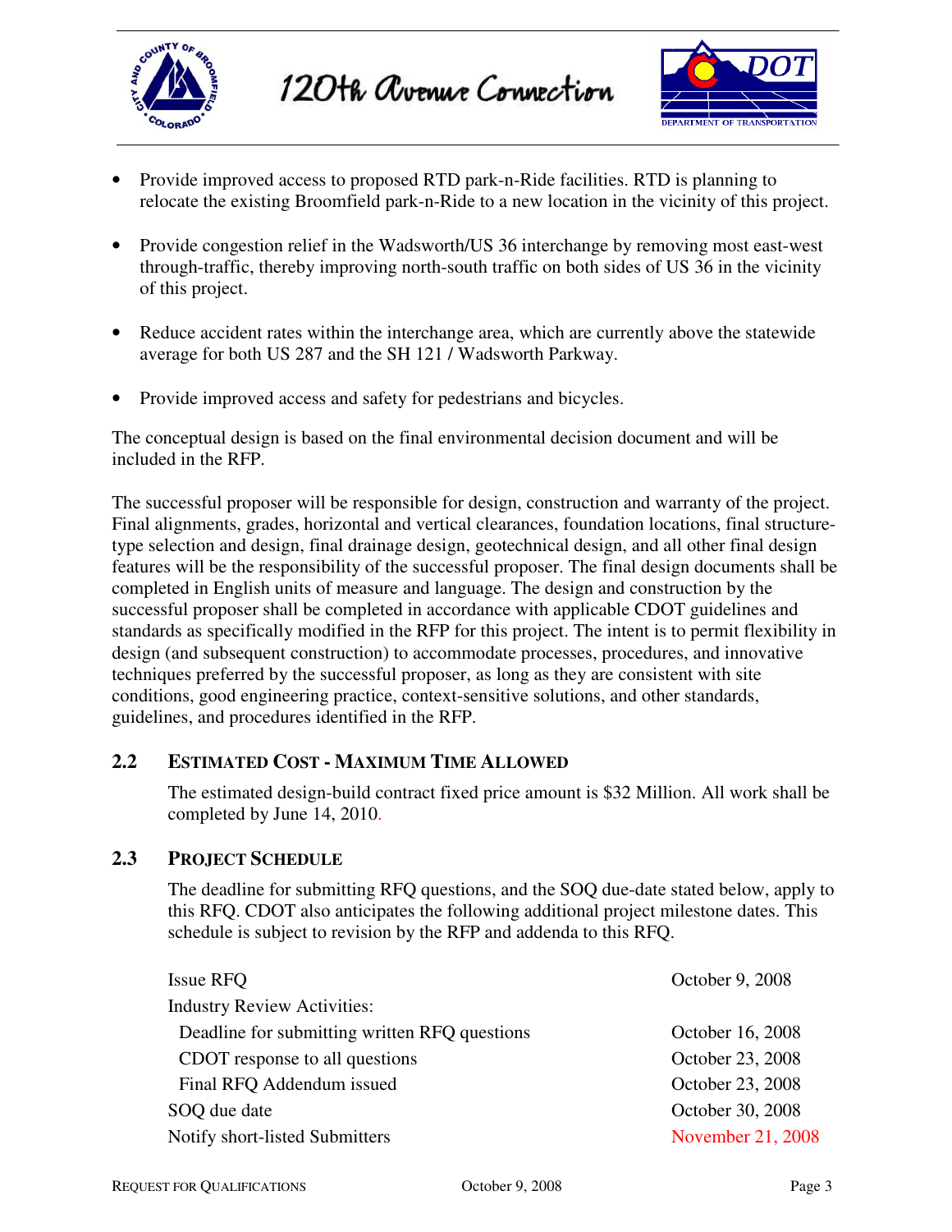- Provide improved access to proposed RTD park-n-Ride facilities. RTD is planning to relocate the existing Broomfield park-n-Ride to a new location in the vicinity of this project.

- Provide congestion relief in the Wadsworth/US 36 interchange by removing most east-west through-traffic, thereby improving north-south traffic on both sides of US 36 in the vicinity of this project.

- Reduce accident rates within the interchange area, which are currently above the statewide average for both US 287 and the SH 121 / Wadsworth Parkway.

- Provide improved access and safety for pedestrians and bicycles.

The conceptual design is based on the final environmental decision document and will be included in the RFP.

The successful proposer will be responsible for design, construction and warranty of the project. Final alignments, grades, horizontal and vertical clearances, foundation locations, final structure-type selection and design, final drainage design, geotechnical design, and all other final design features will be the responsibility of the successful proposer. The final design documents shall be completed in English units of measure and language. The design and construction by the successful proposer shall be completed in accordance with applicable CDOT guidelines and standards as specifically modified in the RFP for this project. The intent is to permit flexibility in design (and subsequent construction) to accommodate processes, procedures, and innovative techniques preferred by the successful proposer, as long as they are consistent with site conditions, good engineering practice, context-sensitive solutions, and other standards, guidelines, and procedures identified in the RFP.

## 2.2 ESTIMATED COST - MAXIMUM TIME ALLOWED

The estimated design-build contract fixed price amount is $32 Million. All work shall be completed by June 14, 2010.

## 2.3 PROJECT SCHEDULE

The deadline for submitting RFQ questions, and the SOQ due-date stated below, apply to this RFQ. CDOT also anticipates the following additional project milestone dates. This schedule is subject to revision by the RFP and addenda to this RFQ.

| | |
|---|---|
| Issue RFQ | October 9, 2008 |
| Industry Review Activities: | |
| Deadline for submitting written RFQ questions | October 16, 2008 |
| CDOT response to all questions | October 23, 2008 |
| Final RFQ Addendum issued | October 23, 2008 |
| SOQ due date | October 30, 2008 |
| Notify short-listed Submitters | November 21, 2008 |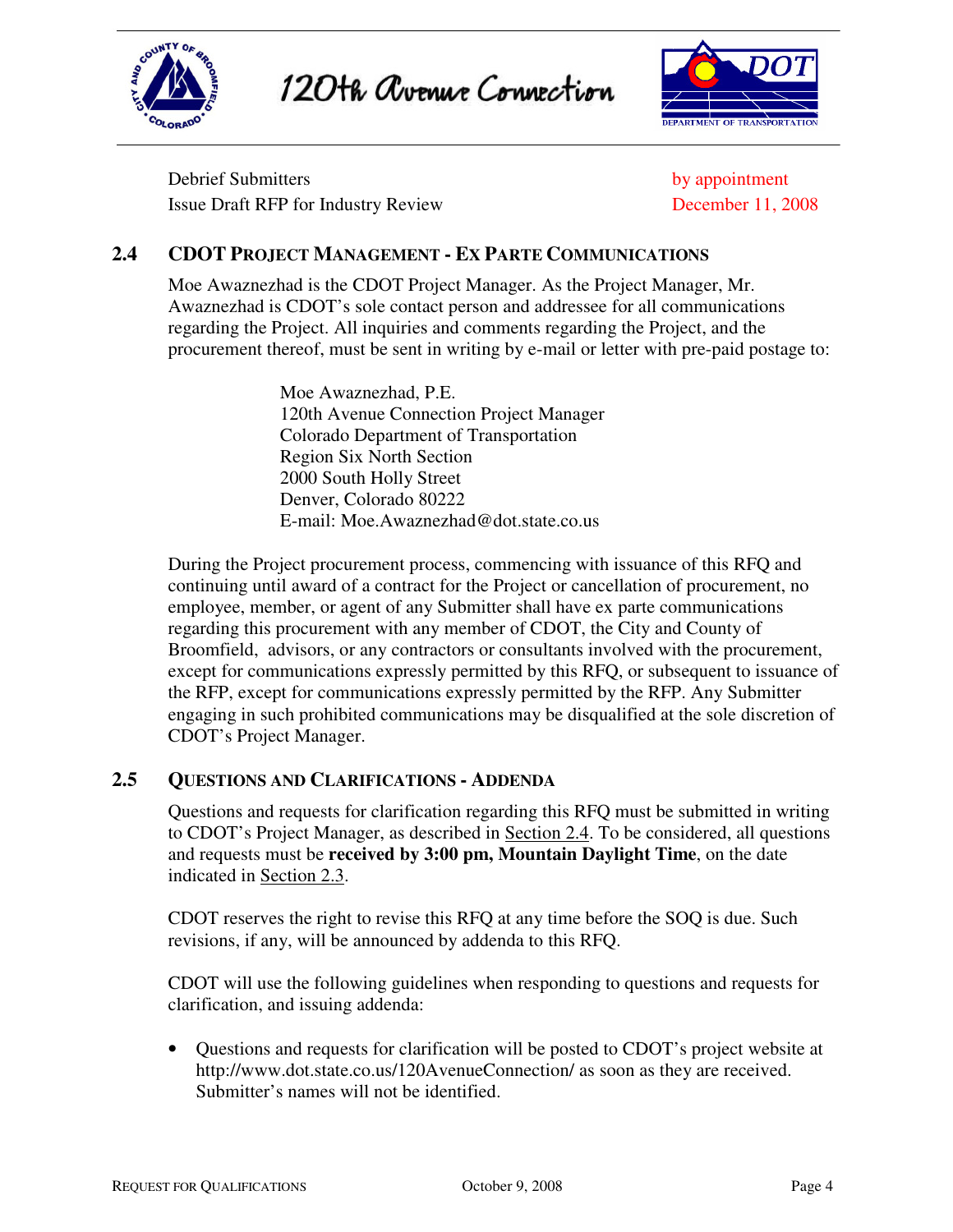| | |
|---|---|
| Debrief Submitters | by appointment |
| Issue Draft RFP for Industry Review | December 11, 2008 |

## 2.4 CDOT Project Management - Ex Parte Communications

Moe Awaznezhad is the CDOT Project Manager. As the Project Manager, Mr. Awaznezhad is CDOT's sole contact person and addressee for all communications regarding the Project. All inquiries and comments regarding the Project, and the procurement thereof, must be sent in writing by e-mail or letter with pre-paid postage to:

Moe Awaznezhad, P.E.
120th Avenue Connection Project Manager
Colorado Department of Transportation
Region Six North Section
2000 South Holly Street
Denver, Colorado 80222
E-mail: Moe.Awaznezhad@dot.state.co.us

During the Project procurement process, commencing with issuance of this RFQ and continuing until award of a contract for the Project or cancellation of procurement, no employee, member, or agent of any Submitter shall have ex parte communications regarding this procurement with any member of CDOT, the City and County of Broomfield, advisors, or any contractors or consultants involved with the procurement, except for communications expressly permitted by this RFQ, or subsequent to issuance of the RFP, except for communications expressly permitted by the RFP. Any Submitter engaging in such prohibited communications may be disqualified at the sole discretion of CDOT's Project Manager.

## 2.5 Questions and Clarifications - Addenda

Questions and requests for clarification regarding this RFQ must be submitted in writing to CDOT's Project Manager, as described in Section 2.4. To be considered, all questions and requests must be **received by 3:00 pm, Mountain Daylight Time**, on the date indicated in Section 2.3.

CDOT reserves the right to revise this RFQ at any time before the SOQ is due. Such revisions, if any, will be announced by addenda to this RFQ.

CDOT will use the following guidelines when responding to questions and requests for clarification, and issuing addenda:

- Questions and requests for clarification will be posted to CDOT's project website at http://www.dot.state.co.us/120AvenueConnection/ as soon as they are received. Submitter's names will not be identified.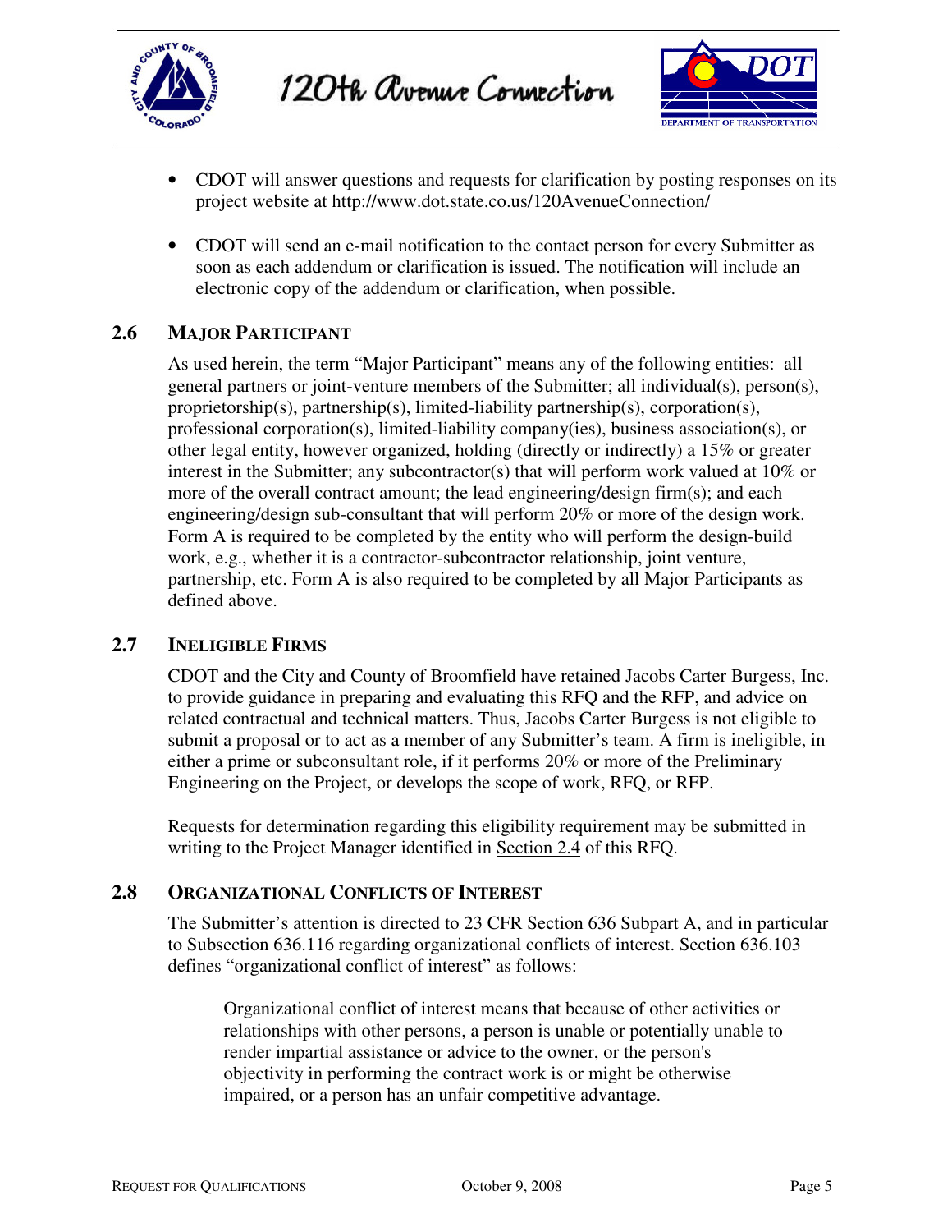- CDOT will answer questions and requests for clarification by posting responses on its project website at http://www.dot.state.co.us/120AvenueConnection/
- CDOT will send an e-mail notification to the contact person for every Submitter as soon as each addendum or clarification is issued. The notification will include an electronic copy of the addendum or clarification, when possible.

## 2.6 MAJOR PARTICIPANT

As used herein, the term "Major Participant" means any of the following entities: all general partners or joint-venture members of the Submitter; all individual(s), person(s), proprietorship(s), partnership(s), limited-liability partnership(s), corporation(s), professional corporation(s), limited-liability company(ies), business association(s), or other legal entity, however organized, holding (directly or indirectly) a 15% or greater interest in the Submitter; any subcontractor(s) that will perform work valued at 10% or more of the overall contract amount; the lead engineering/design firm(s); and each engineering/design sub-consultant that will perform 20% or more of the design work. Form A is required to be completed by the entity who will perform the design-build work, e.g., whether it is a contractor-subcontractor relationship, joint venture, partnership, etc. Form A is also required to be completed by all Major Participants as defined above.

## 2.7 INELIGIBLE FIRMS

CDOT and the City and County of Broomfield have retained Jacobs Carter Burgess, Inc. to provide guidance in preparing and evaluating this RFQ and the RFP, and advice on related contractual and technical matters. Thus, Jacobs Carter Burgess is not eligible to submit a proposal or to act as a member of any Submitter's team. A firm is ineligible, in either a prime or subconsultant role, if it performs 20% or more of the Preliminary Engineering on the Project, or develops the scope of work, RFQ, or RFP.

Requests for determination regarding this eligibility requirement may be submitted in writing to the Project Manager identified in Section 2.4 of this RFQ.

## 2.8 ORGANIZATIONAL CONFLICTS OF INTEREST

The Submitter's attention is directed to 23 CFR Section 636 Subpart A, and in particular to Subsection 636.116 regarding organizational conflicts of interest. Section 636.103 defines "organizational conflict of interest" as follows:

> Organizational conflict of interest means that because of other activities or relationships with other persons, a person is unable or potentially unable to render impartial assistance or advice to the owner, or the person's objectivity in performing the contract work is or might be otherwise impaired, or a person has an unfair competitive advantage.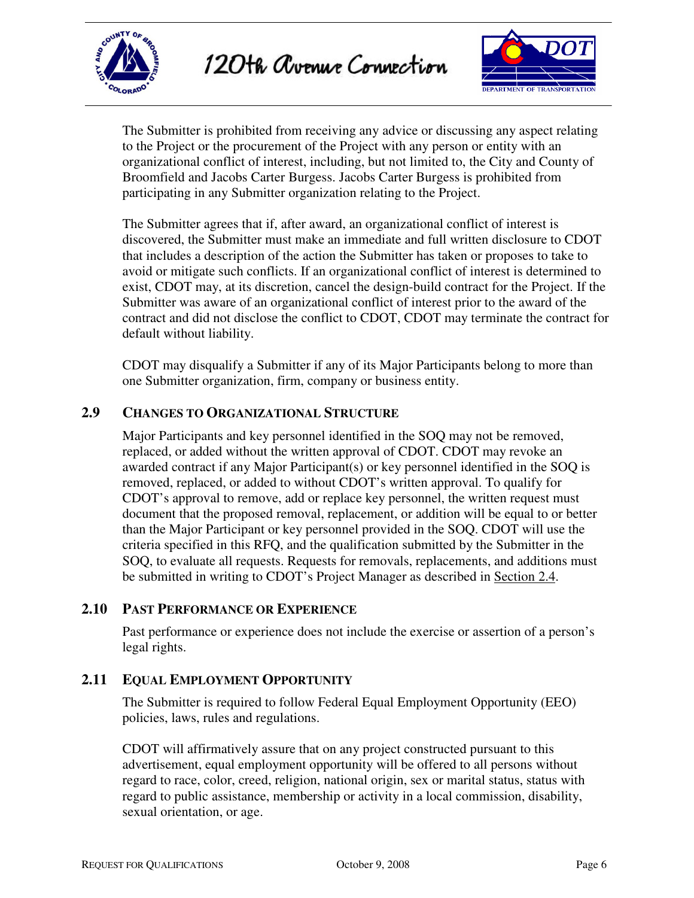The Submitter is prohibited from receiving any advice or discussing any aspect relating to the Project or the procurement of the Project with any person or entity with an organizational conflict of interest, including, but not limited to, the City and County of Broomfield and Jacobs Carter Burgess. Jacobs Carter Burgess is prohibited from participating in any Submitter organization relating to the Project.

The Submitter agrees that if, after award, an organizational conflict of interest is discovered, the Submitter must make an immediate and full written disclosure to CDOT that includes a description of the action the Submitter has taken or proposes to take to avoid or mitigate such conflicts. If an organizational conflict of interest is determined to exist, CDOT may, at its discretion, cancel the design-build contract for the Project. If the Submitter was aware of an organizational conflict of interest prior to the award of the contract and did not disclose the conflict to CDOT, CDOT may terminate the contract for default without liability.

CDOT may disqualify a Submitter if any of its Major Participants belong to more than one Submitter organization, firm, company or business entity.

## 2.9 CHANGES TO ORGANIZATIONAL STRUCTURE

Major Participants and key personnel identified in the SOQ may not be removed, replaced, or added without the written approval of CDOT. CDOT may revoke an awarded contract if any Major Participant(s) or key personnel identified in the SOQ is removed, replaced, or added to without CDOT's written approval. To qualify for CDOT's approval to remove, add or replace key personnel, the written request must document that the proposed removal, replacement, or addition will be equal to or better than the Major Participant or key personnel provided in the SOQ. CDOT will use the criteria specified in this RFQ, and the qualification submitted by the Submitter in the SOQ, to evaluate all requests. Requests for removals, replacements, and additions must be submitted in writing to CDOT's Project Manager as described in Section 2.4.

## 2.10 PAST PERFORMANCE OR EXPERIENCE

Past performance or experience does not include the exercise or assertion of a person's legal rights.

## 2.11 EQUAL EMPLOYMENT OPPORTUNITY

The Submitter is required to follow Federal Equal Employment Opportunity (EEO) policies, laws, rules and regulations.

CDOT will affirmatively assure that on any project constructed pursuant to this advertisement, equal employment opportunity will be offered to all persons without regard to race, color, creed, religion, national origin, sex or marital status, status with regard to public assistance, membership or activity in a local commission, disability, sexual orientation, or age.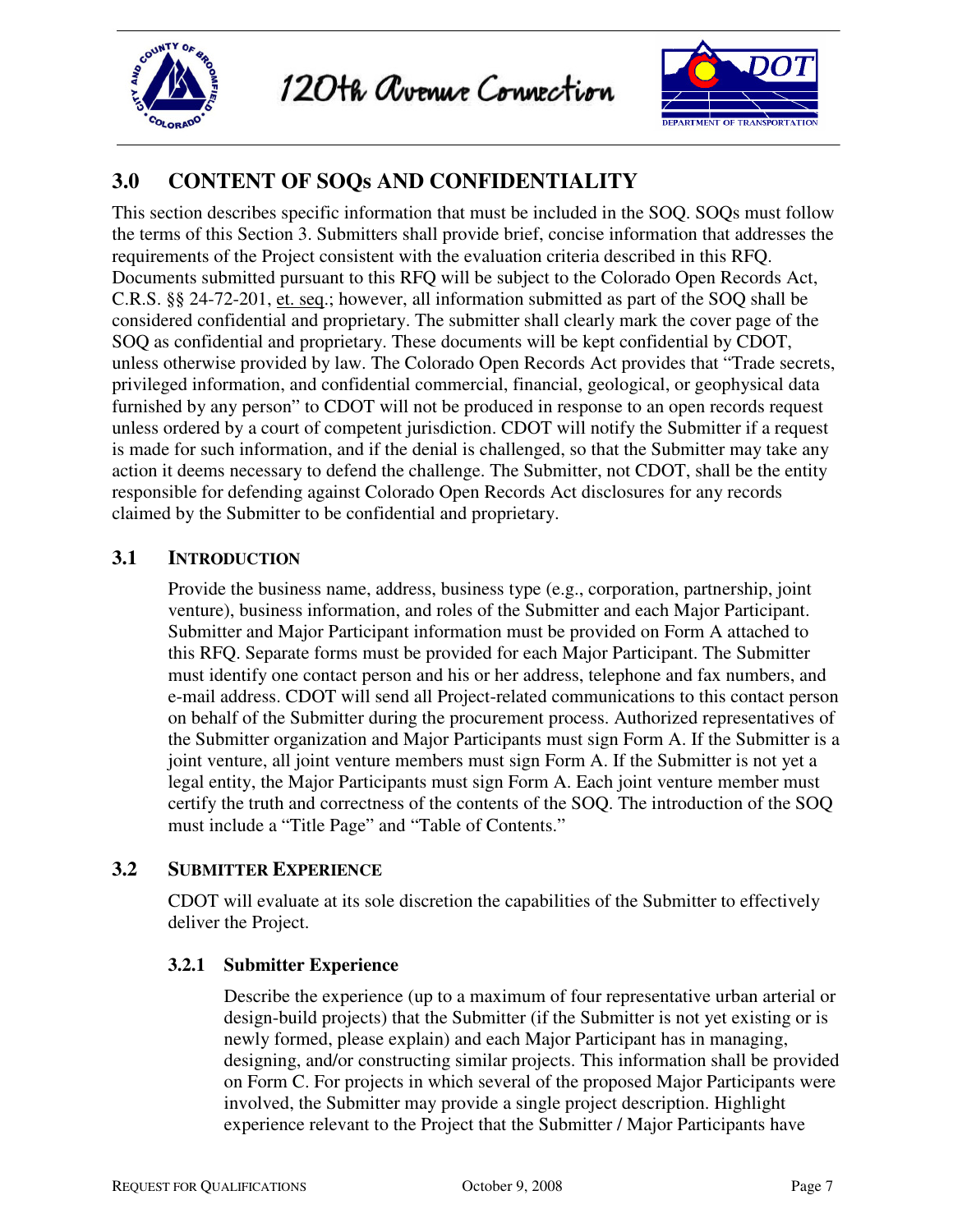## 3.0 CONTENT OF SOQs AND CONFIDENTIALITY

This section describes specific information that must be included in the SOQ. SOQs must follow the terms of this Section 3. Submitters shall provide brief, concise information that addresses the requirements of the Project consistent with the evaluation criteria described in this RFQ. Documents submitted pursuant to this RFQ will be subject to the Colorado Open Records Act, C.R.S. §§ 24-72-201, et. seq.; however, all information submitted as part of the SOQ shall be considered confidential and proprietary. The submitter shall clearly mark the cover page of the SOQ as confidential and proprietary. These documents will be kept confidential by CDOT, unless otherwise provided by law. The Colorado Open Records Act provides that "Trade secrets, privileged information, and confidential commercial, financial, geological, or geophysical data furnished by any person" to CDOT will not be produced in response to an open records request unless ordered by a court of competent jurisdiction. CDOT will notify the Submitter if a request is made for such information, and if the denial is challenged, so that the Submitter may take any action it deems necessary to defend the challenge. The Submitter, not CDOT, shall be the entity responsible for defending against Colorado Open Records Act disclosures for any records claimed by the Submitter to be confidential and proprietary.

### 3.1 INTRODUCTION

Provide the business name, address, business type (e.g., corporation, partnership, joint venture), business information, and roles of the Submitter and each Major Participant. Submitter and Major Participant information must be provided on Form A attached to this RFQ. Separate forms must be provided for each Major Participant. The Submitter must identify one contact person and his or her address, telephone and fax numbers, and e-mail address. CDOT will send all Project-related communications to this contact person on behalf of the Submitter during the procurement process. Authorized representatives of the Submitter organization and Major Participants must sign Form A. If the Submitter is a joint venture, all joint venture members must sign Form A. If the Submitter is not yet a legal entity, the Major Participants must sign Form A. Each joint venture member must certify the truth and correctness of the contents of the SOQ. The introduction of the SOQ must include a "Title Page" and "Table of Contents."

### 3.2 SUBMITTER EXPERIENCE

CDOT will evaluate at its sole discretion the capabilities of the Submitter to effectively deliver the Project.

#### 3.2.1 Submitter Experience

Describe the experience (up to a maximum of four representative urban arterial or design-build projects) that the Submitter (if the Submitter is not yet existing or is newly formed, please explain) and each Major Participant has in managing, designing, and/or constructing similar projects. This information shall be provided on Form C. For projects in which several of the proposed Major Participants were involved, the Submitter may provide a single project description. Highlight experience relevant to the Project that the Submitter / Major Participants have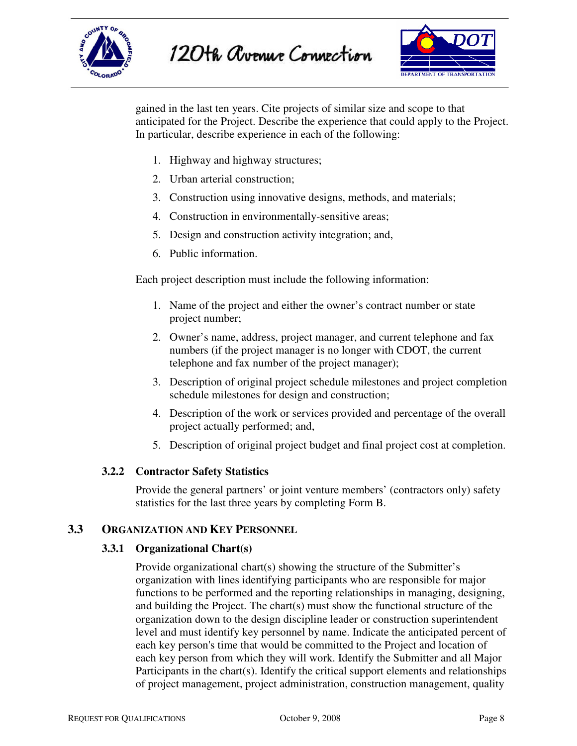gained in the last ten years. Cite projects of similar size and scope to that anticipated for the Project. Describe the experience that could apply to the Project. In particular, describe experience in each of the following:

1. Highway and highway structures;
2. Urban arterial construction;
3. Construction using innovative designs, methods, and materials;
4. Construction in environmentally-sensitive areas;
5. Design and construction activity integration; and,
6. Public information.

Each project description must include the following information:

1. Name of the project and either the owner's contract number or state project number;
2. Owner's name, address, project manager, and current telephone and fax numbers (if the project manager is no longer with CDOT, the current telephone and fax number of the project manager);
3. Description of original project schedule milestones and project completion schedule milestones for design and construction;
4. Description of the work or services provided and percentage of the overall project actually performed; and,
5. Description of original project budget and final project cost at completion.

### 3.2.2 Contractor Safety Statistics

Provide the general partners' or joint venture members' (contractors only) safety statistics for the last three years by completing Form B.

## 3.3 ORGANIZATION AND KEY PERSONNEL

### 3.3.1 Organizational Chart(s)

Provide organizational chart(s) showing the structure of the Submitter's organization with lines identifying participants who are responsible for major functions to be performed and the reporting relationships in managing, designing, and building the Project. The chart(s) must show the functional structure of the organization down to the design discipline leader or construction superintendent level and must identify key personnel by name. Indicate the anticipated percent of each key person's time that would be committed to the Project and location of each key person from which they will work. Identify the Submitter and all Major Participants in the chart(s). Identify the critical support elements and relationships of project management, project administration, construction management, quality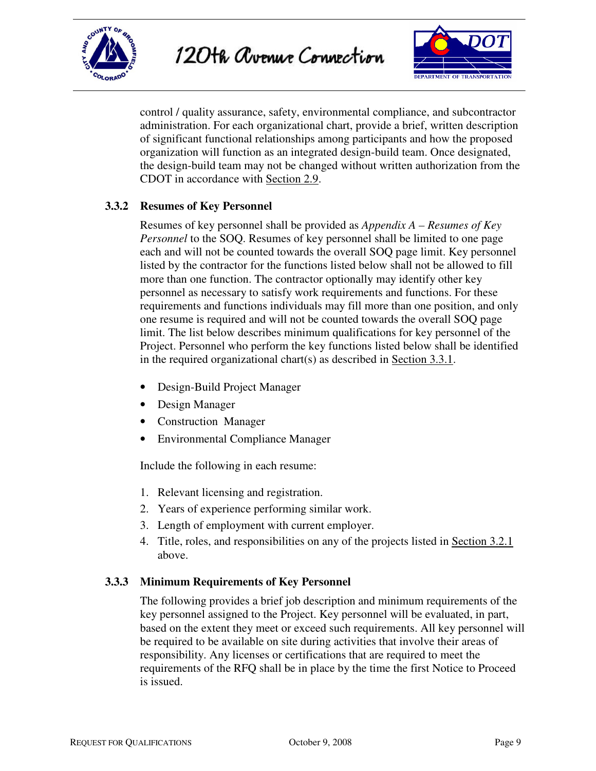control / quality assurance, safety, environmental compliance, and subcontractor administration. For each organizational chart, provide a brief, written description of significant functional relationships among participants and how the proposed organization will function as an integrated design-build team. Once designated, the design-build team may not be changed without written authorization from the CDOT in accordance with Section 2.9.

### 3.3.2 Resumes of Key Personnel

Resumes of key personnel shall be provided as *Appendix A – Resumes of Key Personnel* to the SOQ. Resumes of key personnel shall be limited to one page each and will not be counted towards the overall SOQ page limit. Key personnel listed by the contractor for the functions listed below shall not be allowed to fill more than one function. The contractor optionally may identify other key personnel as necessary to satisfy work requirements and functions. For these requirements and functions individuals may fill more than one position, and only one resume is required and will not be counted towards the overall SOQ page limit. The list below describes minimum qualifications for key personnel of the Project. Personnel who perform the key functions listed below shall be identified in the required organizational chart(s) as described in Section 3.3.1.

- Design-Build Project Manager
- Design Manager
- Construction Manager
- Environmental Compliance Manager

Include the following in each resume:

1. Relevant licensing and registration.
2. Years of experience performing similar work.
3. Length of employment with current employer.
4. Title, roles, and responsibilities on any of the projects listed in Section 3.2.1 above.

### 3.3.3 Minimum Requirements of Key Personnel

The following provides a brief job description and minimum requirements of the key personnel assigned to the Project. Key personnel will be evaluated, in part, based on the extent they meet or exceed such requirements. All key personnel will be required to be available on site during activities that involve their areas of responsibility. Any licenses or certifications that are required to meet the requirements of the RFQ shall be in place by the time the first Notice to Proceed is issued.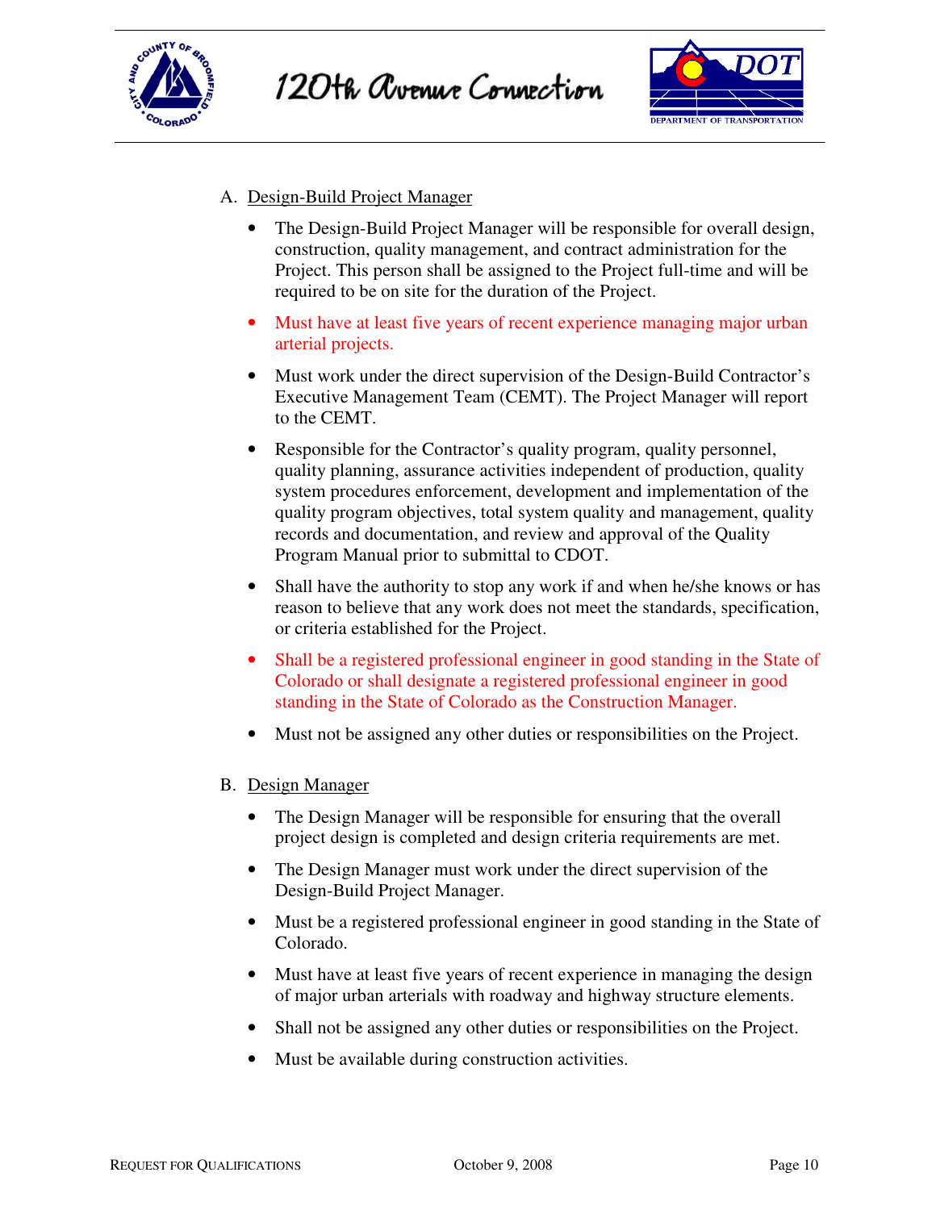A. Design-Build Project Manager

- The Design-Build Project Manager will be responsible for overall design, construction, quality management, and contract administration for the Project. This person shall be assigned to the Project full-time and will be required to be on site for the duration of the Project.
- Must have at least five years of recent experience managing major urban arterial projects.
- Must work under the direct supervision of the Design-Build Contractor's Executive Management Team (CEMT). The Project Manager will report to the CEMT.
- Responsible for the Contractor's quality program, quality personnel, quality planning, assurance activities independent of production, quality system procedures enforcement, development and implementation of the quality program objectives, total system quality and management, quality records and documentation, and review and approval of the Quality Program Manual prior to submittal to CDOT.
- Shall have the authority to stop any work if and when he/she knows or has reason to believe that any work does not meet the standards, specification, or criteria established for the Project.
- Shall be a registered professional engineer in good standing in the State of Colorado or shall designate a registered professional engineer in good standing in the State of Colorado as the Construction Manager.
- Must not be assigned any other duties or responsibilities on the Project.

B. Design Manager

- The Design Manager will be responsible for ensuring that the overall project design is completed and design criteria requirements are met.
- The Design Manager must work under the direct supervision of the Design-Build Project Manager.
- Must be a registered professional engineer in good standing in the State of Colorado.
- Must have at least five years of recent experience in managing the design of major urban arterials with roadway and highway structure elements.
- Shall not be assigned any other duties or responsibilities on the Project.
- Must be available during construction activities.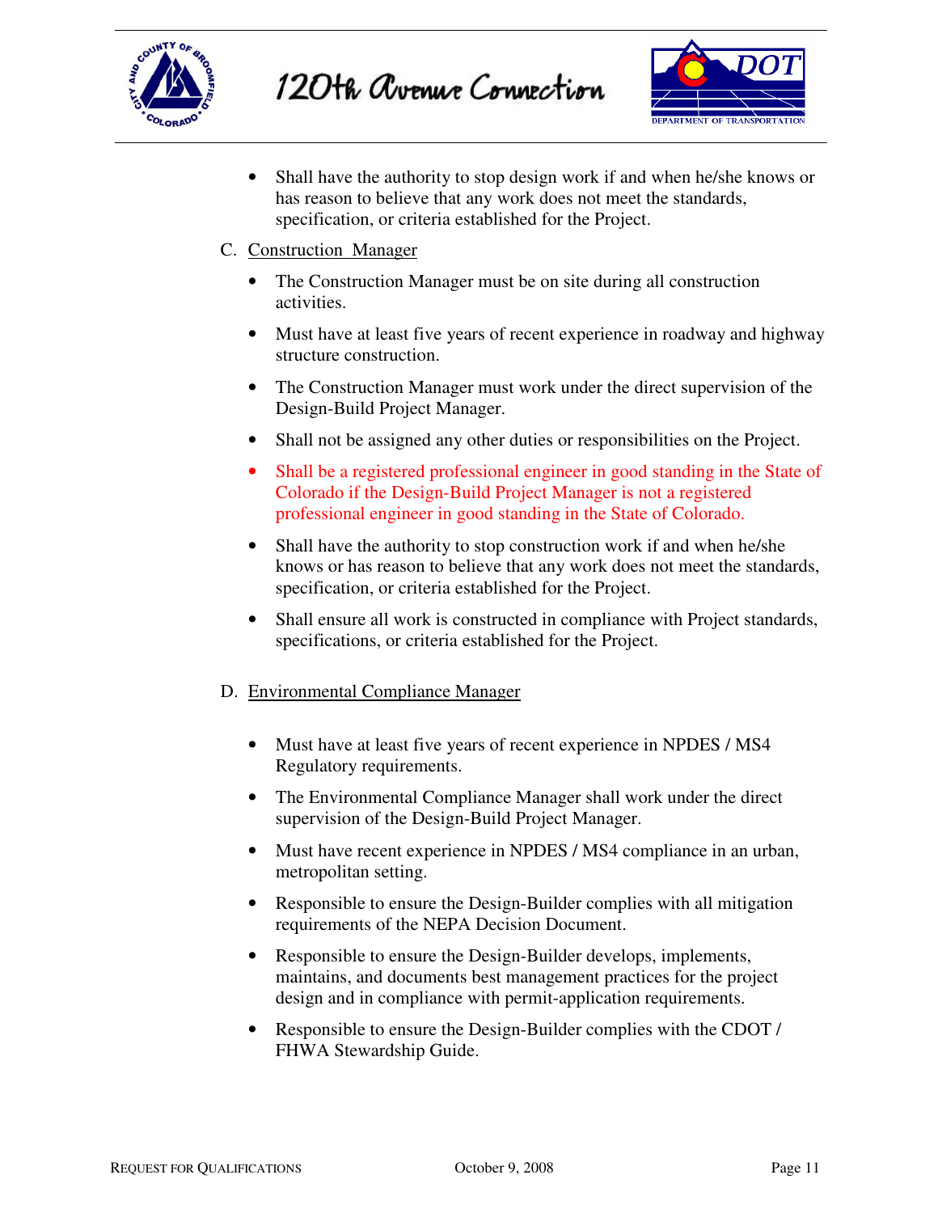- Shall have the authority to stop design work if and when he/she knows or has reason to believe that any work does not meet the standards, specification, or criteria established for the Project.

C. Construction Manager

- The Construction Manager must be on site during all construction activities.
- Must have at least five years of recent experience in roadway and highway structure construction.
- The Construction Manager must work under the direct supervision of the Design-Build Project Manager.
- Shall not be assigned any other duties or responsibilities on the Project.
- Shall be a registered professional engineer in good standing in the State of Colorado if the Design-Build Project Manager is not a registered professional engineer in good standing in the State of Colorado.
- Shall have the authority to stop construction work if and when he/she knows or has reason to believe that any work does not meet the standards, specification, or criteria established for the Project.
- Shall ensure all work is constructed in compliance with Project standards, specifications, or criteria established for the Project.

D. Environmental Compliance Manager

- Must have at least five years of recent experience in NPDES / MS4 Regulatory requirements.
- The Environmental Compliance Manager shall work under the direct supervision of the Design-Build Project Manager.
- Must have recent experience in NPDES / MS4 compliance in an urban, metropolitan setting.
- Responsible to ensure the Design-Builder complies with all mitigation requirements of the NEPA Decision Document.
- Responsible to ensure the Design-Builder develops, implements, maintains, and documents best management practices for the project design and in compliance with permit-application requirements.
- Responsible to ensure the Design-Builder complies with the CDOT / FHWA Stewardship Guide.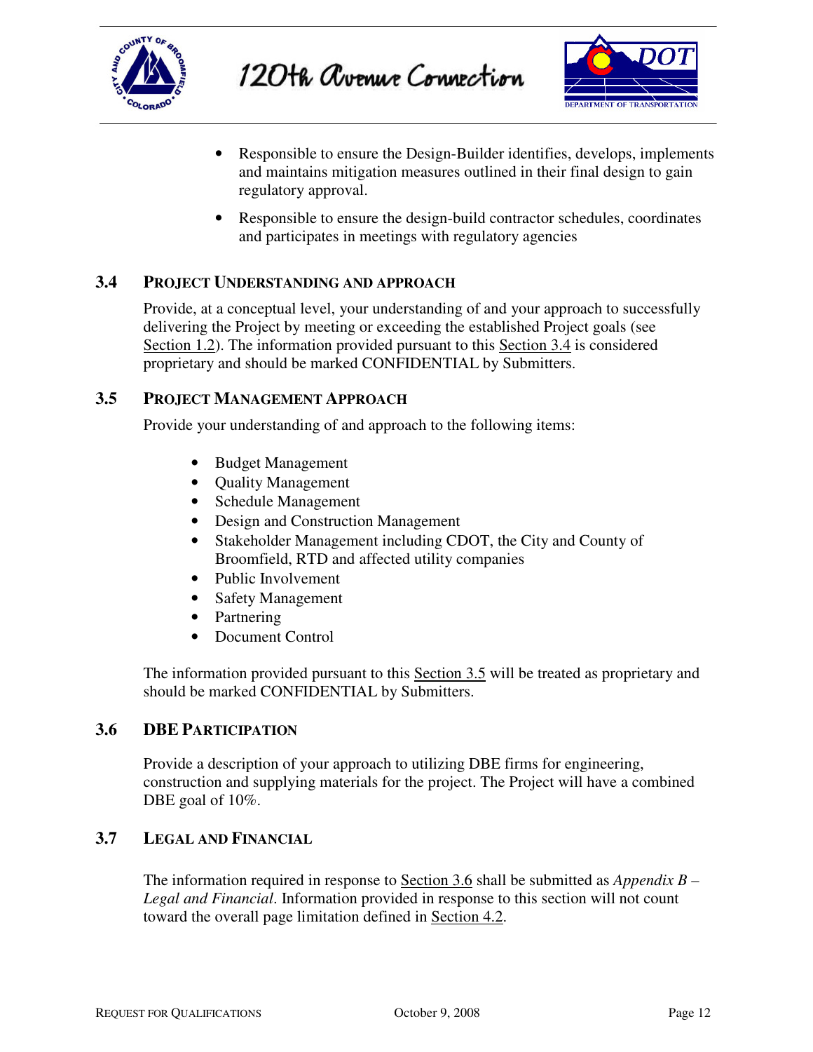- Responsible to ensure the Design-Builder identifies, develops, implements and maintains mitigation measures outlined in their final design to gain regulatory approval.
- Responsible to ensure the design-build contractor schedules, coordinates and participates in meetings with regulatory agencies

### 3.4 PROJECT UNDERSTANDING AND APPROACH

Provide, at a conceptual level, your understanding of and your approach to successfully delivering the Project by meeting or exceeding the established Project goals (see Section 1.2). The information provided pursuant to this Section 3.4 is considered proprietary and should be marked CONFIDENTIAL by Submitters.

### 3.5 PROJECT MANAGEMENT APPROACH

Provide your understanding of and approach to the following items:

- Budget Management
- Quality Management
- Schedule Management
- Design and Construction Management
- Stakeholder Management including CDOT, the City and County of Broomfield, RTD and affected utility companies
- Public Involvement
- Safety Management
- Partnering
- Document Control

The information provided pursuant to this Section 3.5 will be treated as proprietary and should be marked CONFIDENTIAL by Submitters.

### 3.6 DBE PARTICIPATION

Provide a description of your approach to utilizing DBE firms for engineering, construction and supplying materials for the project. The Project will have a combined DBE goal of 10%.

### 3.7 LEGAL AND FINANCIAL

The information required in response to Section 3.6 shall be submitted as *Appendix B – Legal and Financial*. Information provided in response to this section will not count toward the overall page limitation defined in Section 4.2.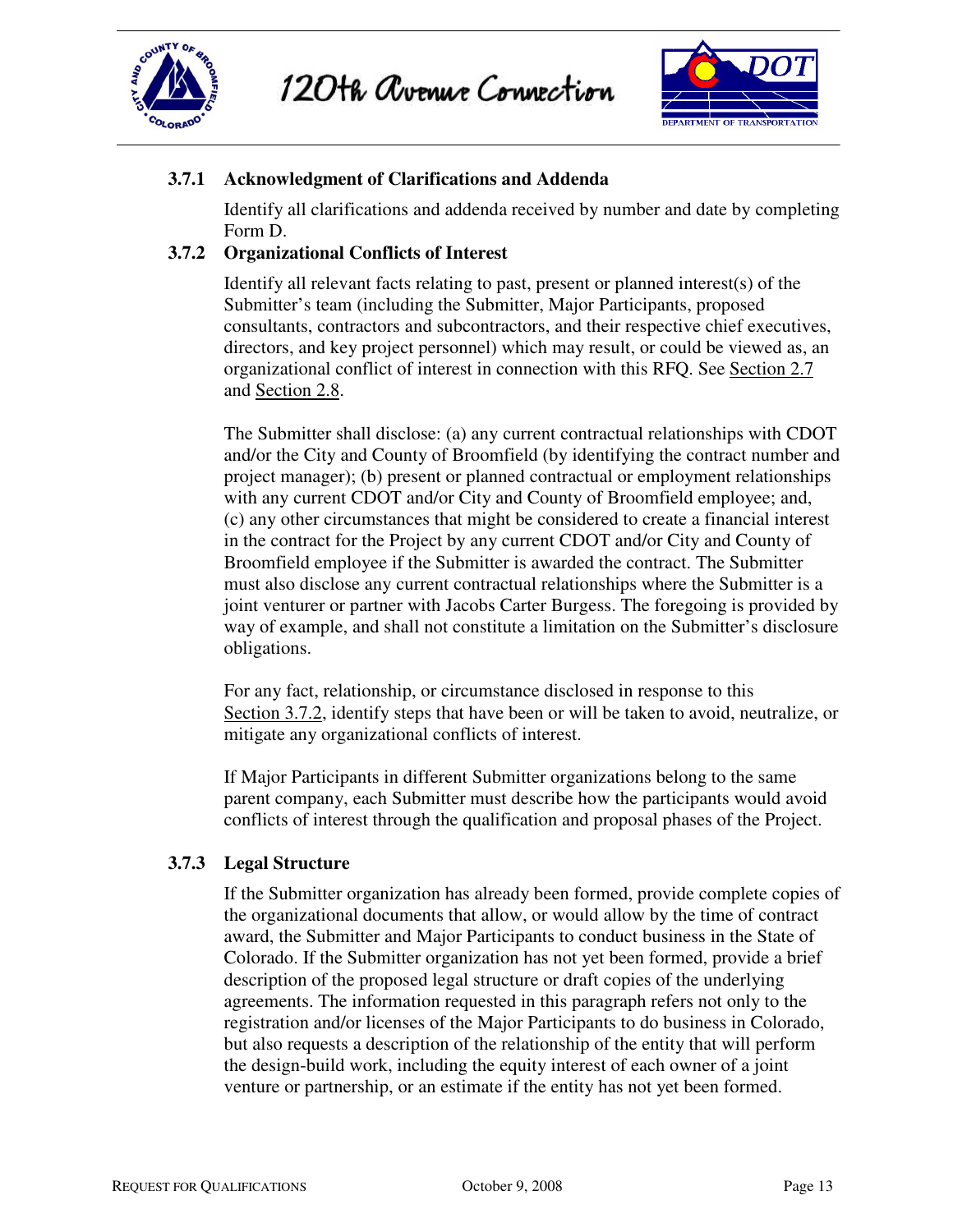### 3.7.1 Acknowledgment of Clarifications and Addenda

Identify all clarifications and addenda received by number and date by completing Form D.

### 3.7.2 Organizational Conflicts of Interest

Identify all relevant facts relating to past, present or planned interest(s) of the Submitter's team (including the Submitter, Major Participants, proposed consultants, contractors and subcontractors, and their respective chief executives, directors, and key project personnel) which may result, or could be viewed as, an organizational conflict of interest in connection with this RFQ. See Section 2.7 and Section 2.8.

The Submitter shall disclose: (a) any current contractual relationships with CDOT and/or the City and County of Broomfield (by identifying the contract number and project manager); (b) present or planned contractual or employment relationships with any current CDOT and/or City and County of Broomfield employee; and, (c) any other circumstances that might be considered to create a financial interest in the contract for the Project by any current CDOT and/or City and County of Broomfield employee if the Submitter is awarded the contract. The Submitter must also disclose any current contractual relationships where the Submitter is a joint venturer or partner with Jacobs Carter Burgess. The foregoing is provided by way of example, and shall not constitute a limitation on the Submitter's disclosure obligations.

For any fact, relationship, or circumstance disclosed in response to this Section 3.7.2, identify steps that have been or will be taken to avoid, neutralize, or mitigate any organizational conflicts of interest.

If Major Participants in different Submitter organizations belong to the same parent company, each Submitter must describe how the participants would avoid conflicts of interest through the qualification and proposal phases of the Project.

### 3.7.3 Legal Structure

If the Submitter organization has already been formed, provide complete copies of the organizational documents that allow, or would allow by the time of contract award, the Submitter and Major Participants to conduct business in the State of Colorado. If the Submitter organization has not yet been formed, provide a brief description of the proposed legal structure or draft copies of the underlying agreements. The information requested in this paragraph refers not only to the registration and/or licenses of the Major Participants to do business in Colorado, but also requests a description of the relationship of the entity that will perform the design-build work, including the equity interest of each owner of a joint venture or partnership, or an estimate if the entity has not yet been formed.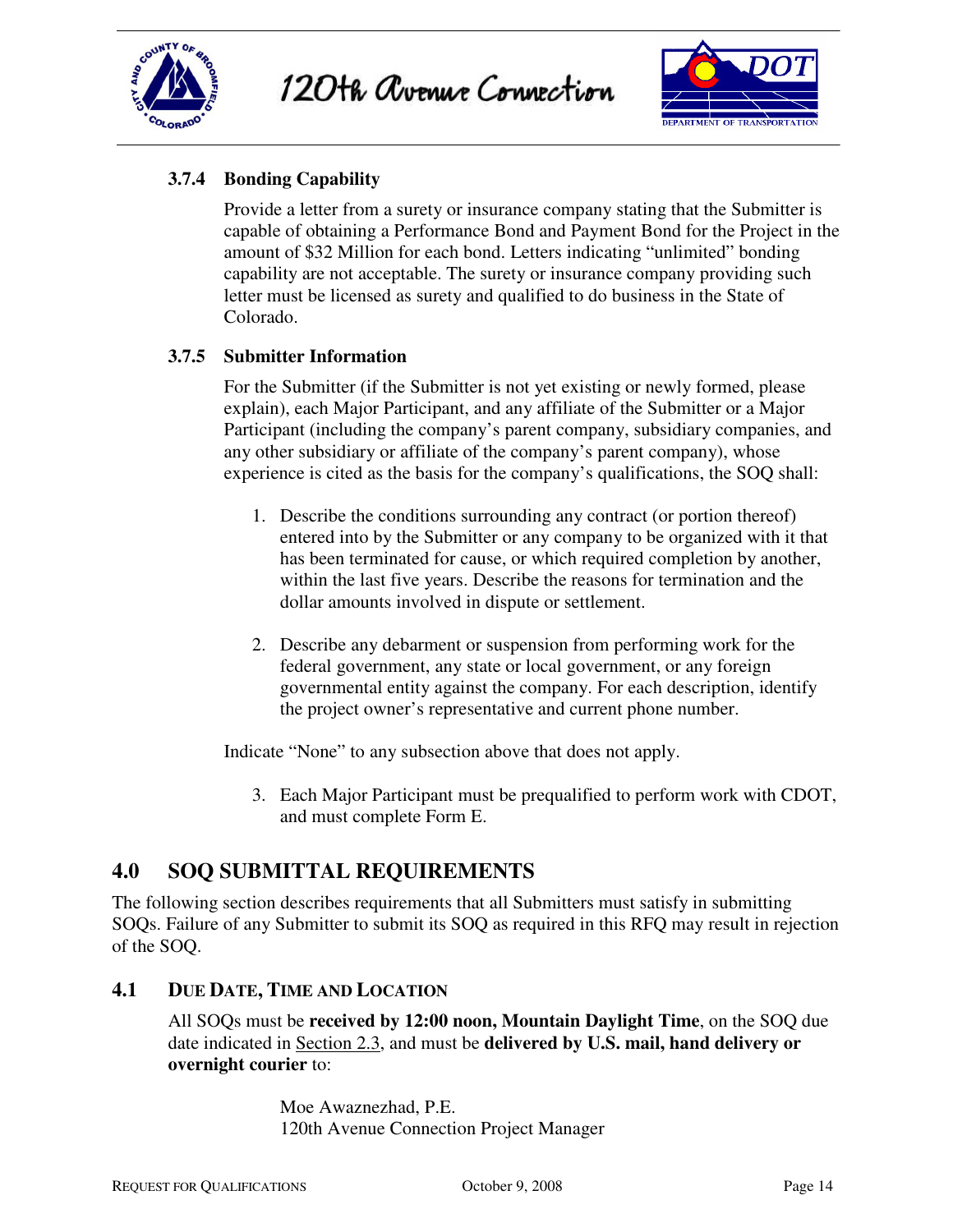### 3.7.4 Bonding Capability

Provide a letter from a surety or insurance company stating that the Submitter is capable of obtaining a Performance Bond and Payment Bond for the Project in the amount of $32 Million for each bond. Letters indicating "unlimited" bonding capability are not acceptable. The surety or insurance company providing such letter must be licensed as surety and qualified to do business in the State of Colorado.

### 3.7.5 Submitter Information

For the Submitter (if the Submitter is not yet existing or newly formed, please explain), each Major Participant, and any affiliate of the Submitter or a Major Participant (including the company's parent company, subsidiary companies, and any other subsidiary or affiliate of the company's parent company), whose experience is cited as the basis for the company's qualifications, the SOQ shall:

1. Describe the conditions surrounding any contract (or portion thereof) entered into by the Submitter or any company to be organized with it that has been terminated for cause, or which required completion by another, within the last five years. Describe the reasons for termination and the dollar amounts involved in dispute or settlement.

2. Describe any debarment or suspension from performing work for the federal government, any state or local government, or any foreign governmental entity against the company. For each description, identify the project owner's representative and current phone number.

Indicate "None" to any subsection above that does not apply.

3. Each Major Participant must be prequalified to perform work with CDOT, and must complete Form E.

## 4.0 SOQ SUBMITTAL REQUIREMENTS

The following section describes requirements that all Submitters must satisfy in submitting SOQs. Failure of any Submitter to submit its SOQ as required in this RFQ may result in rejection of the SOQ.

### 4.1 DUE DATE, TIME AND LOCATION

All SOQs must be **received by 12:00 noon, Mountain Daylight Time**, on the SOQ due date indicated in Section 2.3, and must be **delivered by U.S. mail, hand delivery or overnight courier** to:

Moe Awaznezhad, P.E.
120th Avenue Connection Project Manager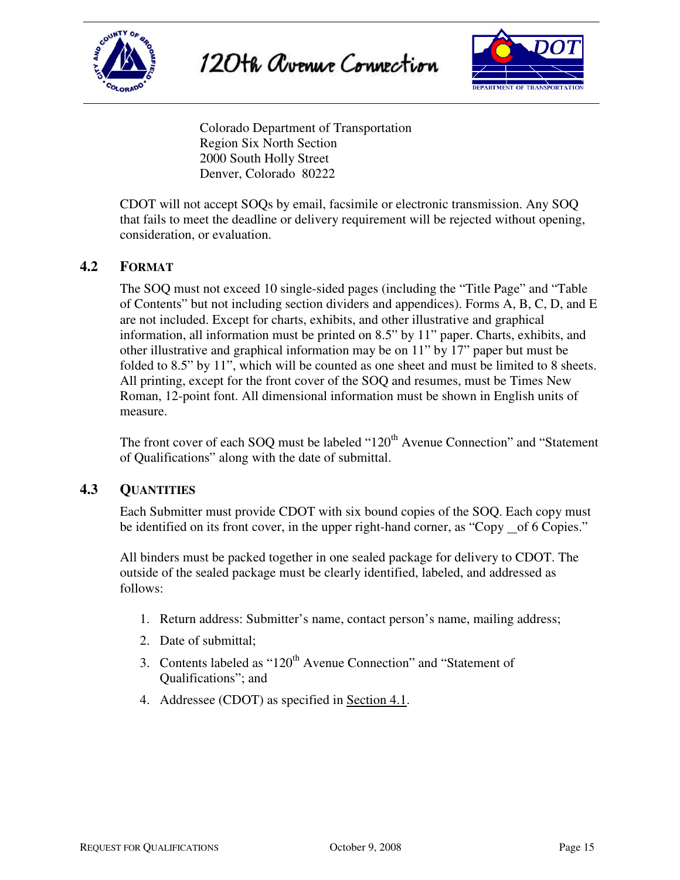Colorado Department of Transportation
Region Six North Section
2000 South Holly Street
Denver, Colorado 80222

CDOT will not accept SOQs by email, facsimile or electronic transmission. Any SOQ that fails to meet the deadline or delivery requirement will be rejected without opening, consideration, or evaluation.

### 4.2 FORMAT

The SOQ must not exceed 10 single-sided pages (including the "Title Page" and "Table of Contents" but not including section dividers and appendices). Forms A, B, C, D, and E are not included. Except for charts, exhibits, and other illustrative and graphical information, all information must be printed on 8.5" by 11" paper. Charts, exhibits, and other illustrative and graphical information may be on 11" by 17" paper but must be folded to 8.5" by 11", which will be counted as one sheet and must be limited to 8 sheets. All printing, except for the front cover of the SOQ and resumes, must be Times New Roman, 12-point font. All dimensional information must be shown in English units of measure.

The front cover of each SOQ must be labeled "120th Avenue Connection" and "Statement of Qualifications" along with the date of submittal.

### 4.3 QUANTITIES

Each Submitter must provide CDOT with six bound copies of the SOQ. Each copy must be identified on its front cover, in the upper right-hand corner, as "Copy _of 6 Copies."

All binders must be packed together in one sealed package for delivery to CDOT. The outside of the sealed package must be clearly identified, labeled, and addressed as follows:

1. Return address: Submitter's name, contact person's name, mailing address;
2. Date of submittal;
3. Contents labeled as "120th Avenue Connection" and "Statement of Qualifications"; and
4. Addressee (CDOT) as specified in Section 4.1.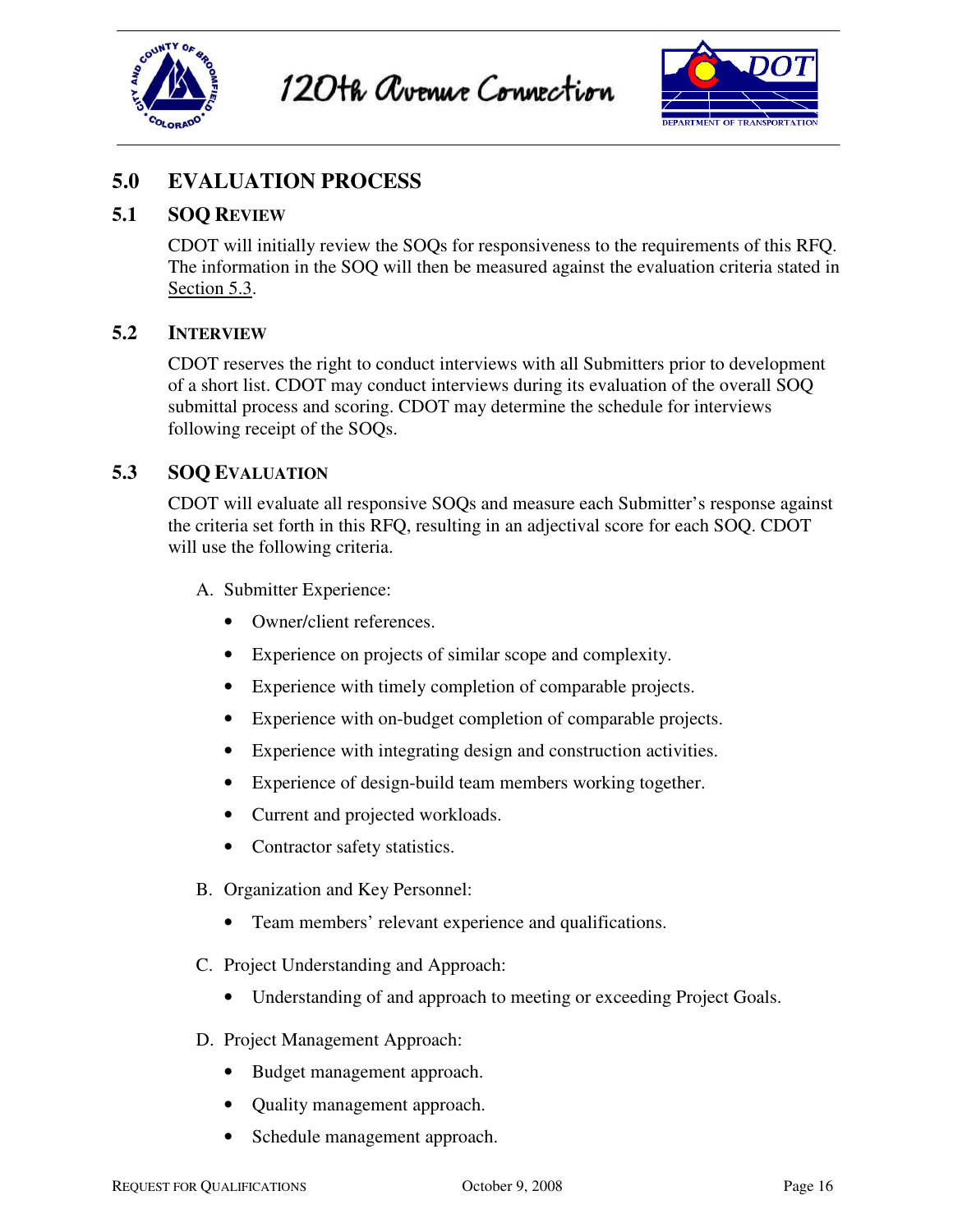## 5.0 EVALUATION PROCESS

### 5.1 SOQ REVIEW

CDOT will initially review the SOQs for responsiveness to the requirements of this RFQ. The information in the SOQ will then be measured against the evaluation criteria stated in Section 5.3.

### 5.2 INTERVIEW

CDOT reserves the right to conduct interviews with all Submitters prior to development of a short list. CDOT may conduct interviews during its evaluation of the overall SOQ submittal process and scoring. CDOT may determine the schedule for interviews following receipt of the SOQs.

### 5.3 SOQ EVALUATION

CDOT will evaluate all responsive SOQs and measure each Submitter's response against the criteria set forth in this RFQ, resulting in an adjectival score for each SOQ. CDOT will use the following criteria.

A. Submitter Experience:

- Owner/client references.
- Experience on projects of similar scope and complexity.
- Experience with timely completion of comparable projects.
- Experience with on-budget completion of comparable projects.
- Experience with integrating design and construction activities.
- Experience of design-build team members working together.
- Current and projected workloads.
- Contractor safety statistics.

B. Organization and Key Personnel:

- Team members' relevant experience and qualifications.

C. Project Understanding and Approach:

- Understanding of and approach to meeting or exceeding Project Goals.

D. Project Management Approach:

- Budget management approach.
- Quality management approach.
- Schedule management approach.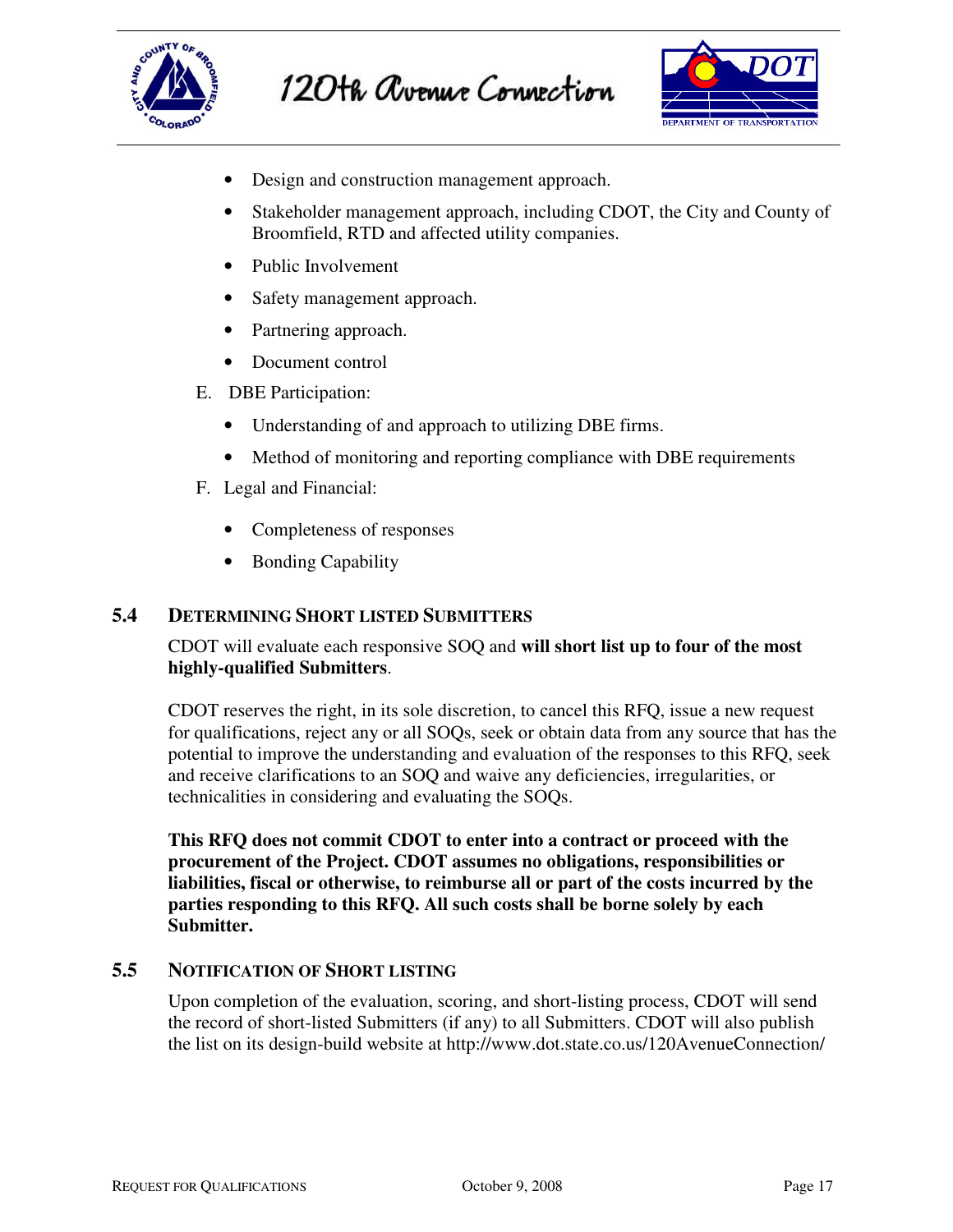- Design and construction management approach.
- Stakeholder management approach, including CDOT, the City and County of Broomfield, RTD and affected utility companies.
- Public Involvement
- Safety management approach.
- Partnering approach.
- Document control

E. DBE Participation:

- Understanding of and approach to utilizing DBE firms.
- Method of monitoring and reporting compliance with DBE requirements

F. Legal and Financial:

- Completeness of responses
- Bonding Capability

## 5.4 DETERMINING SHORT LISTED SUBMITTERS

CDOT will evaluate each responsive SOQ and **will short list up to four of the most highly-qualified Submitters**.

CDOT reserves the right, in its sole discretion, to cancel this RFQ, issue a new request for qualifications, reject any or all SOQs, seek or obtain data from any source that has the potential to improve the understanding and evaluation of the responses to this RFQ, seek and receive clarifications to an SOQ and waive any deficiencies, irregularities, or technicalities in considering and evaluating the SOQs.

**This RFQ does not commit CDOT to enter into a contract or proceed with the procurement of the Project. CDOT assumes no obligations, responsibilities or liabilities, fiscal or otherwise, to reimburse all or part of the costs incurred by the parties responding to this RFQ. All such costs shall be borne solely by each Submitter.**

## 5.5 NOTIFICATION OF SHORT LISTING

Upon completion of the evaluation, scoring, and short-listing process, CDOT will send the record of short-listed Submitters (if any) to all Submitters. CDOT will also publish the list on its design-build website at http://www.dot.state.co.us/120AvenueConnection/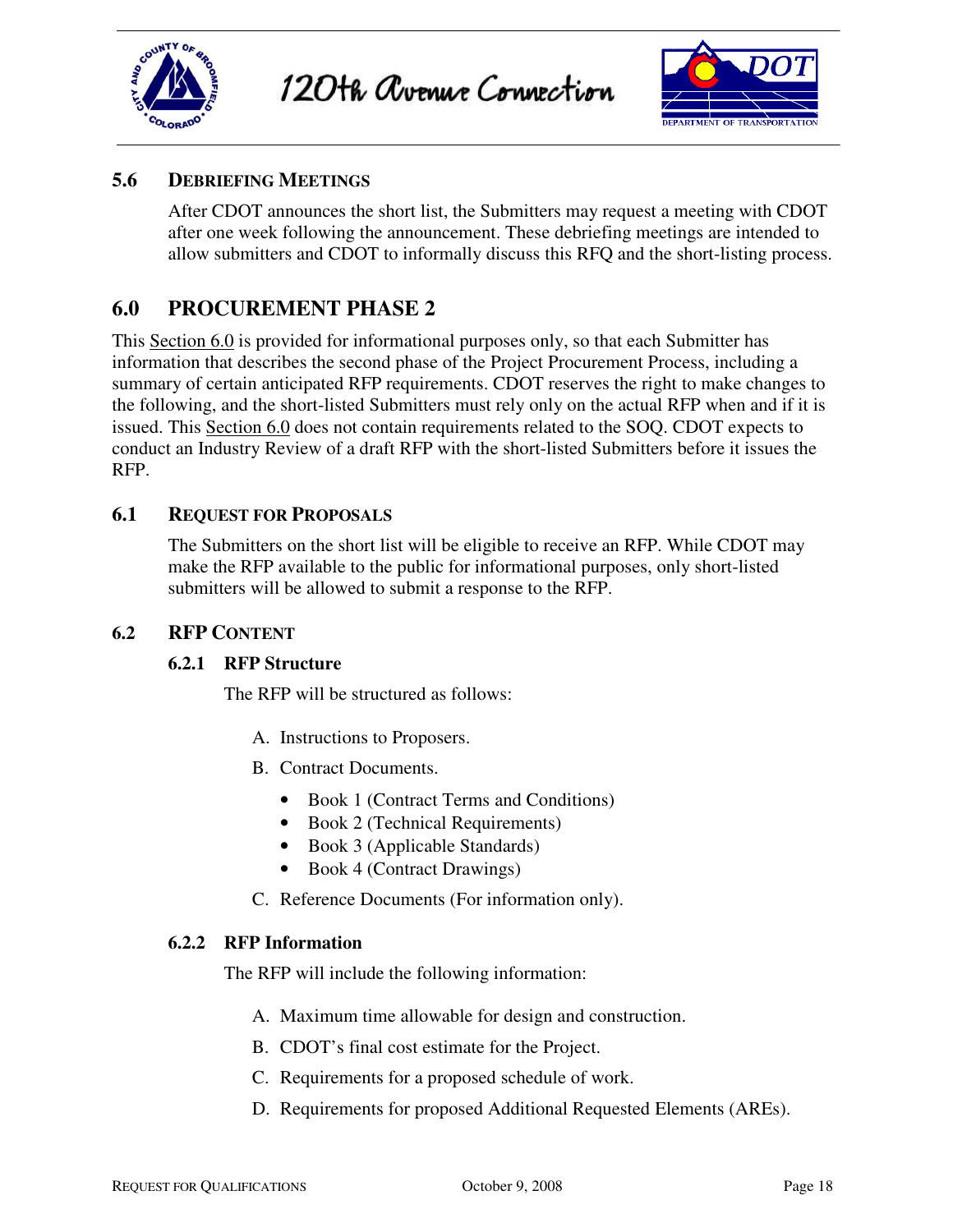### 5.6 DEBRIEFING MEETINGS

After CDOT announces the short list, the Submitters may request a meeting with CDOT after one week following the announcement. These debriefing meetings are intended to allow submitters and CDOT to informally discuss this RFQ and the short-listing process.

## 6.0 PROCUREMENT PHASE 2

This Section 6.0 is provided for informational purposes only, so that each Submitter has information that describes the second phase of the Project Procurement Process, including a summary of certain anticipated RFP requirements. CDOT reserves the right to make changes to the following, and the short-listed Submitters must rely only on the actual RFP when and if it is issued. This Section 6.0 does not contain requirements related to the SOQ. CDOT expects to conduct an Industry Review of a draft RFP with the short-listed Submitters before it issues the RFP.

### 6.1 REQUEST FOR PROPOSALS

The Submitters on the short list will be eligible to receive an RFP. While CDOT may make the RFP available to the public for informational purposes, only short-listed submitters will be allowed to submit a response to the RFP.

### 6.2 RFP CONTENT

#### 6.2.1 RFP Structure

The RFP will be structured as follows:

A. Instructions to Proposers.

B. Contract Documents.

- Book 1 (Contract Terms and Conditions)
- Book 2 (Technical Requirements)
- Book 3 (Applicable Standards)
- Book 4 (Contract Drawings)

C. Reference Documents (For information only).

#### 6.2.2 RFP Information

The RFP will include the following information:

A. Maximum time allowable for design and construction.

B. CDOT's final cost estimate for the Project.

C. Requirements for a proposed schedule of work.

D. Requirements for proposed Additional Requested Elements (AREs).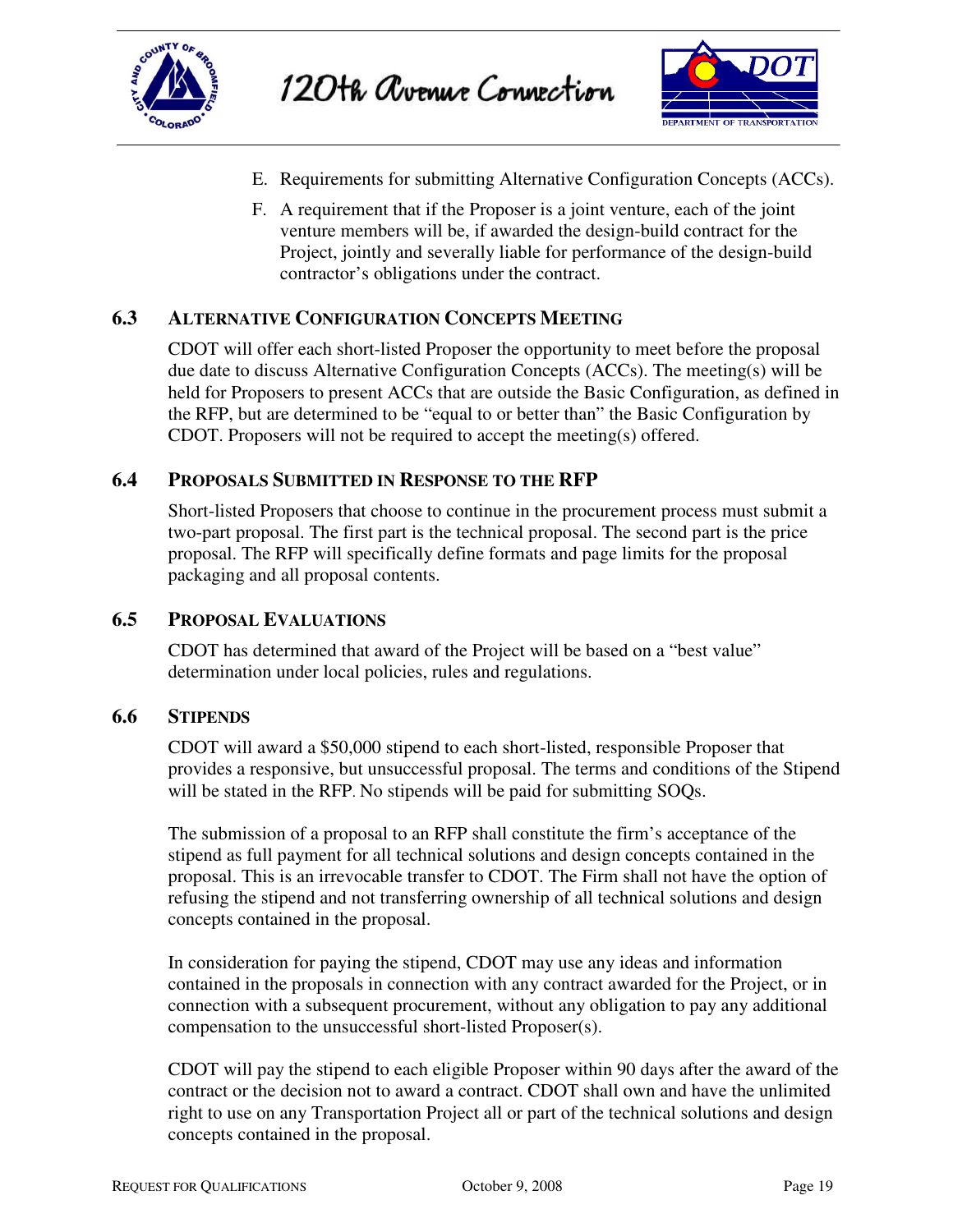E. Requirements for submitting Alternative Configuration Concepts (ACCs).

F. A requirement that if the Proposer is a joint venture, each of the joint venture members will be, if awarded the design-build contract for the Project, jointly and severally liable for performance of the design-build contractor's obligations under the contract.

### 6.3 ALTERNATIVE CONFIGURATION CONCEPTS MEETING

CDOT will offer each short-listed Proposer the opportunity to meet before the proposal due date to discuss Alternative Configuration Concepts (ACCs). The meeting(s) will be held for Proposers to present ACCs that are outside the Basic Configuration, as defined in the RFP, but are determined to be "equal to or better than" the Basic Configuration by CDOT. Proposers will not be required to accept the meeting(s) offered.

### 6.4 PROPOSALS SUBMITTED IN RESPONSE TO THE RFP

Short-listed Proposers that choose to continue in the procurement process must submit a two-part proposal. The first part is the technical proposal. The second part is the price proposal. The RFP will specifically define formats and page limits for the proposal packaging and all proposal contents.

### 6.5 PROPOSAL EVALUATIONS

CDOT has determined that award of the Project will be based on a "best value" determination under local policies, rules and regulations.

### 6.6 STIPENDS

CDOT will award a $50,000 stipend to each short-listed, responsible Proposer that provides a responsive, but unsuccessful proposal. The terms and conditions of the Stipend will be stated in the RFP. No stipends will be paid for submitting SOQs.

The submission of a proposal to an RFP shall constitute the firm's acceptance of the stipend as full payment for all technical solutions and design concepts contained in the proposal. This is an irrevocable transfer to CDOT. The Firm shall not have the option of refusing the stipend and not transferring ownership of all technical solutions and design concepts contained in the proposal.

In consideration for paying the stipend, CDOT may use any ideas and information contained in the proposals in connection with any contract awarded for the Project, or in connection with a subsequent procurement, without any obligation to pay any additional compensation to the unsuccessful short-listed Proposer(s).

CDOT will pay the stipend to each eligible Proposer within 90 days after the award of the contract or the decision not to award a contract. CDOT shall own and have the unlimited right to use on any Transportation Project all or part of the technical solutions and design concepts contained in the proposal.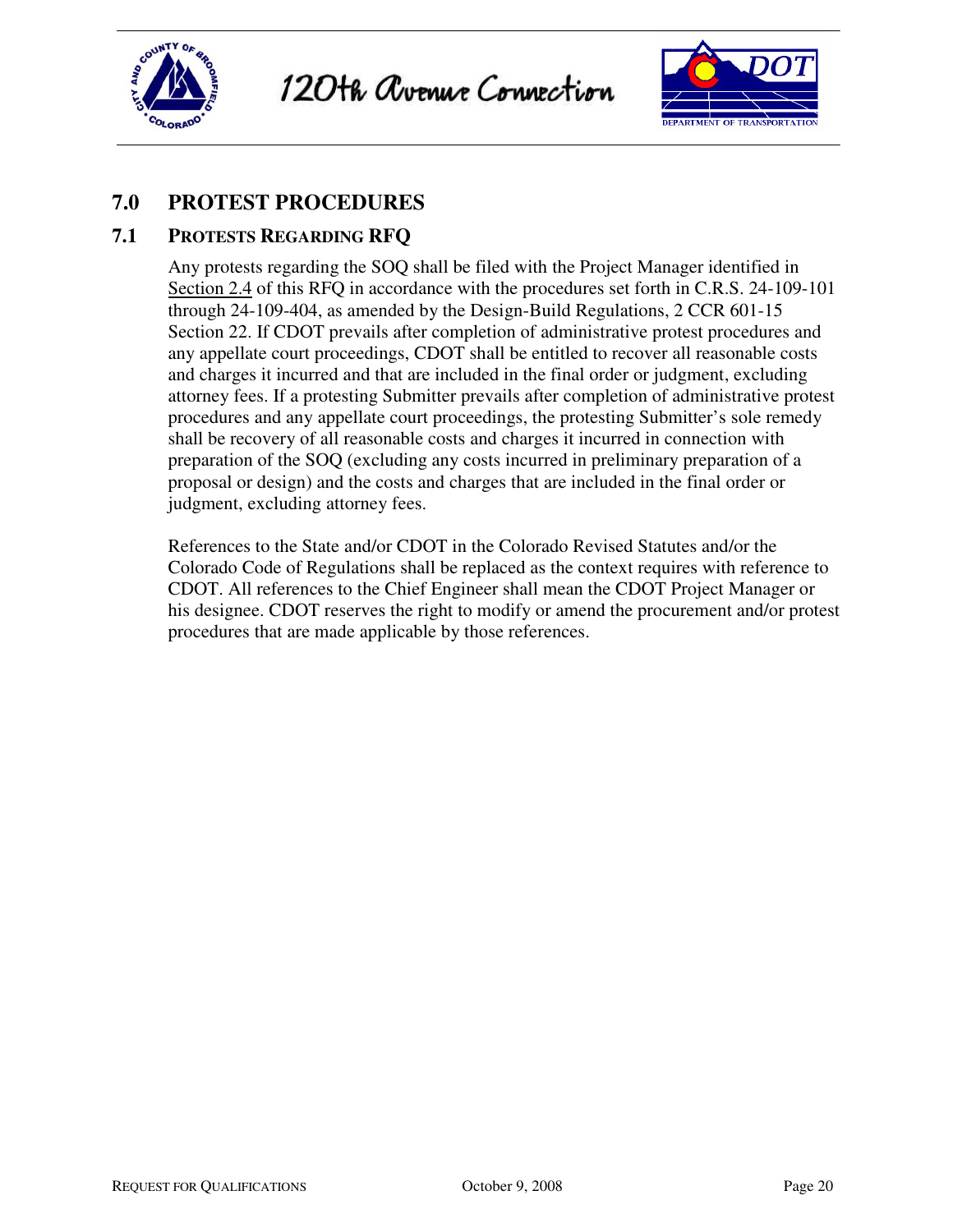# 7.0 PROTEST PROCEDURES

## 7.1 PROTESTS REGARDING RFQ

Any protests regarding the SOQ shall be filed with the Project Manager identified in Section 2.4 of this RFQ in accordance with the procedures set forth in C.R.S. 24-109-101 through 24-109-404, as amended by the Design-Build Regulations, 2 CCR 601-15 Section 22. If CDOT prevails after completion of administrative protest procedures and any appellate court proceedings, CDOT shall be entitled to recover all reasonable costs and charges it incurred and that are included in the final order or judgment, excluding attorney fees. If a protesting Submitter prevails after completion of administrative protest procedures and any appellate court proceedings, the protesting Submitter's sole remedy shall be recovery of all reasonable costs and charges it incurred in connection with preparation of the SOQ (excluding any costs incurred in preliminary preparation of a proposal or design) and the costs and charges that are included in the final order or judgment, excluding attorney fees.

References to the State and/or CDOT in the Colorado Revised Statutes and/or the Colorado Code of Regulations shall be replaced as the context requires with reference to CDOT. All references to the Chief Engineer shall mean the CDOT Project Manager or his designee. CDOT reserves the right to modify or amend the procurement and/or protest procedures that are made applicable by those references.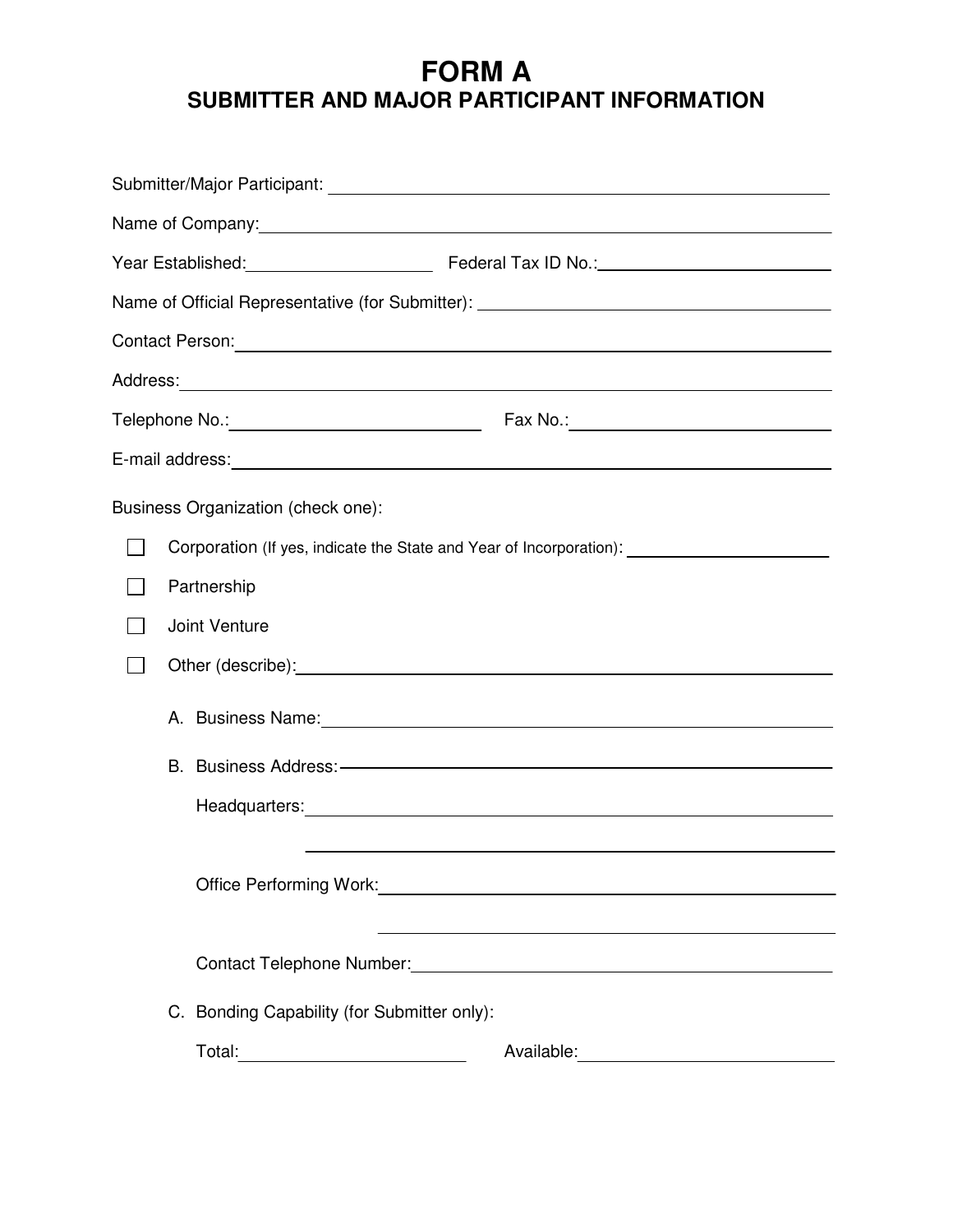# FORM A
## SUBMITTER AND MAJOR PARTICIPANT INFORMATION

Submitter/Major Participant: ______________________________

Name of Company: ______________________________

Year Established: ______________ Federal Tax ID No.: ______________

Name of Official Representative (for Submitter): ______________________________

Contact Person: ______________________________

Address: ______________________________

Telephone No.: ______________ Fax No.: ______________

E-mail address: ______________________________

Business Organization (check one):

- ☐ Corporation (If yes, indicate the State and Year of Incorporation): ______________
- ☐ Partnership
- ☐ Joint Venture
- ☐ Other (describe): ______________________________

A. Business Name: ______________________________

B. Business Address: ______________________________

Headquarters: ______________________________

______________________________

Office Performing Work: ______________________________

______________________________

Contact Telephone Number: ______________________________

C. Bonding Capability (for Submitter only):

Total: ______________ Available: ______________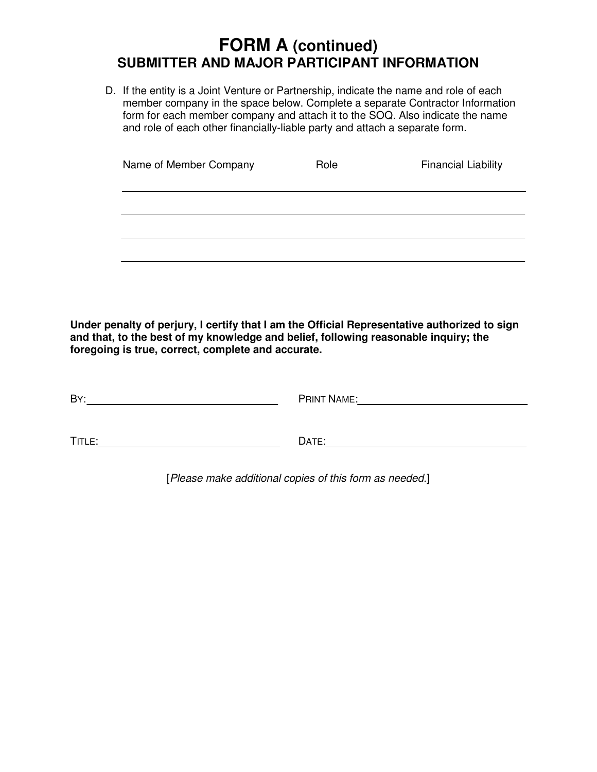# FORM A (continued)
## SUBMITTER AND MAJOR PARTICIPANT INFORMATION

D. If the entity is a Joint Venture or Partnership, indicate the name and role of each member company in the space below. Complete a separate Contractor Information form for each member company and attach it to the SOQ. Also indicate the name and role of each other financially-liable party and attach a separate form.

| Name of Member Company | Role | Financial Liability |
|---|---|---|
| | | |
| | | |
| | | |
| | | |

**Under penalty of perjury, I certify that I am the Official Representative authorized to sign and that, to the best of my knowledge and belief, following reasonable inquiry; the foregoing is true, correct, complete and accurate.**

BY:______________________________ PRINT NAME:______________________________

TITLE:______________________________ DATE:______________________________

[*Please make additional copies of this form as needed.*]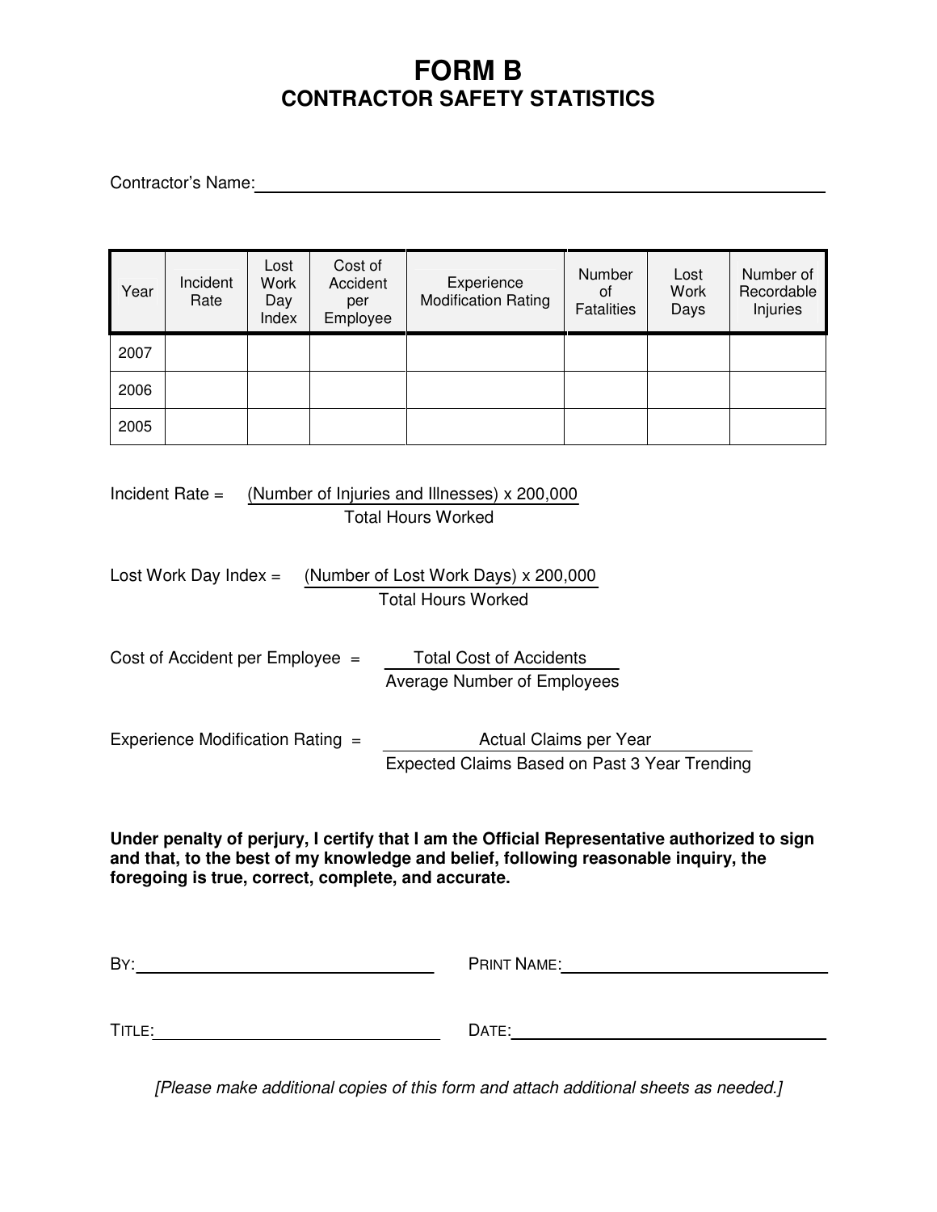# FORM B
## CONTRACTOR SAFETY STATISTICS

Contractor's Name: ___________________________________________

| Year | Incident Rate | Lost Work Day Index | Cost of Accident per Employee | Experience Modification Rating | Number of Fatalities | Lost Work Days | Number of Recordable Injuries |
|---|---|---|---|---|---|---|---|
| 2007 | | | | | | | |
| 2006 | | | | | | | |
| 2005 | | | | | | | |

$$\text{Incident Rate} = \frac{(\text{Number of Injuries and Illnesses}) \times 200{,}000}{\text{Total Hours Worked}}$$

$$\text{Lost Work Day Index} = \frac{(\text{Number of Lost Work Days}) \times 200{,}000}{\text{Total Hours Worked}}$$

$$\text{Cost of Accident per Employee} = \frac{\text{Total Cost of Accidents}}{\text{Average Number of Employees}}$$

$$\text{Experience Modification Rating} = \frac{\text{Actual Claims per Year}}{\text{Expected Claims Based on Past 3 Year Trending}}$$

**Under penalty of perjury, I certify that I am the Official Representative authorized to sign and that, to the best of my knowledge and belief, following reasonable inquiry, the foregoing is true, correct, complete, and accurate.**

BY: ______________________________ PRINT NAME: ______________________________

TITLE: ______________________________ DATE: ______________________________

*[Please make additional copies of this form and attach additional sheets as needed.]*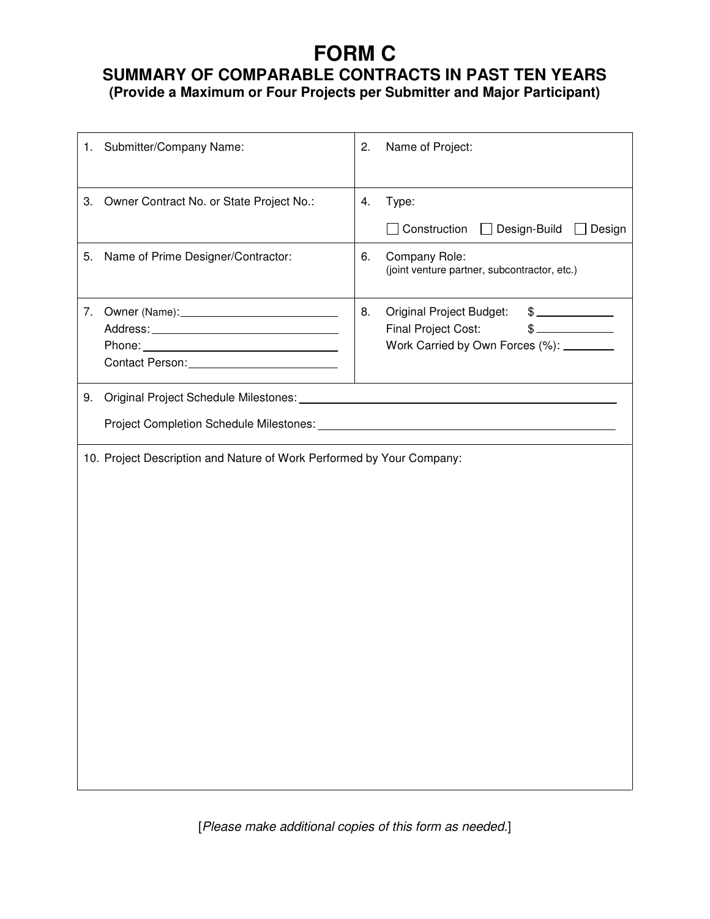# FORM C

## SUMMARY OF COMPARABLE CONTRACTS IN PAST TEN YEARS

**(Provide a Maximum or Four Projects per Submitter and Major Participant)**

| | |
|---|---|
| 1. Submitter/Company Name: | 2. Name of Project: |
| 3. Owner Contract No. or State Project No.: | 4. Type:<br>☐ Construction ☐ Design-Build ☐ Design |
| 5. Name of Prime Designer/Contractor: | 6. Company Role:<br>(joint venture partner, subcontractor, etc.) |
| 7. Owner (Name): ______________<br>Address: ______________<br>Phone: ______________<br>Contact Person: ______________ | 8. Original Project Budget: $ ______________<br>Final Project Cost: $ ______________<br>Work Carried by Own Forces (%): ________ |
| 9. Original Project Schedule Milestones: ______________<br>Project Completion Schedule Milestones: ______________ | |
| 10. Project Description and Nature of Work Performed by Your Company: | |

[*Please make additional copies of this form as needed.*]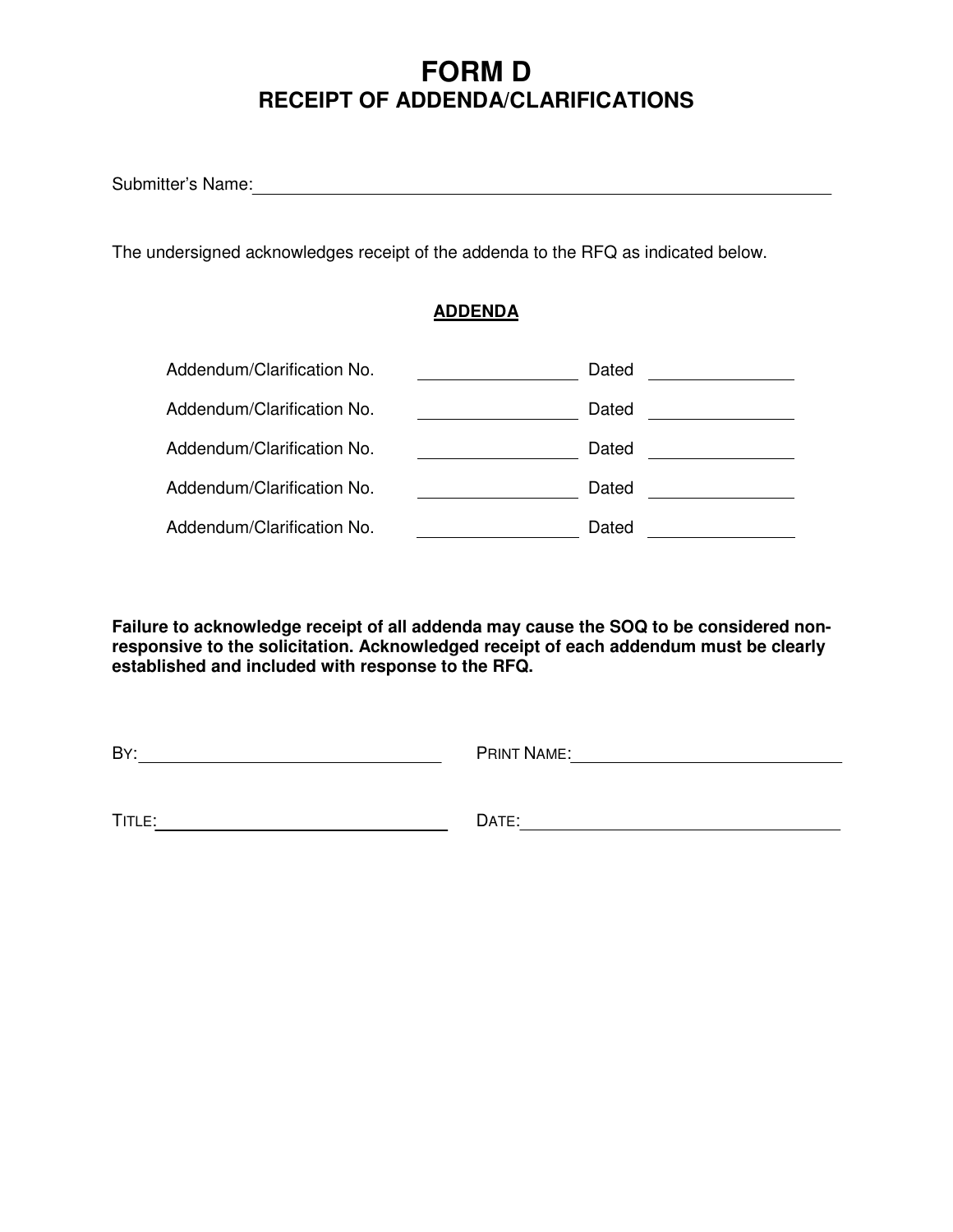# FORM D
## RECEIPT OF ADDENDA/CLARIFICATIONS

Submitter's Name: ____________________________________________

The undersigned acknowledges receipt of the addenda to the RFQ as indicated below.

**ADDENDA**

Addendum/Clarification No. ______________ Dated ______________

Addendum/Clarification No. ______________ Dated ______________

Addendum/Clarification No. ______________ Dated ______________

Addendum/Clarification No. ______________ Dated ______________

Addendum/Clarification No. ______________ Dated ______________

**Failure to acknowledge receipt of all addenda may cause the SOQ to be considered non-responsive to the solicitation. Acknowledged receipt of each addendum must be clearly established and included with response to the RFQ.**

BY: ________________________ PRINT NAME: ________________________

TITLE: ________________________ DATE: ________________________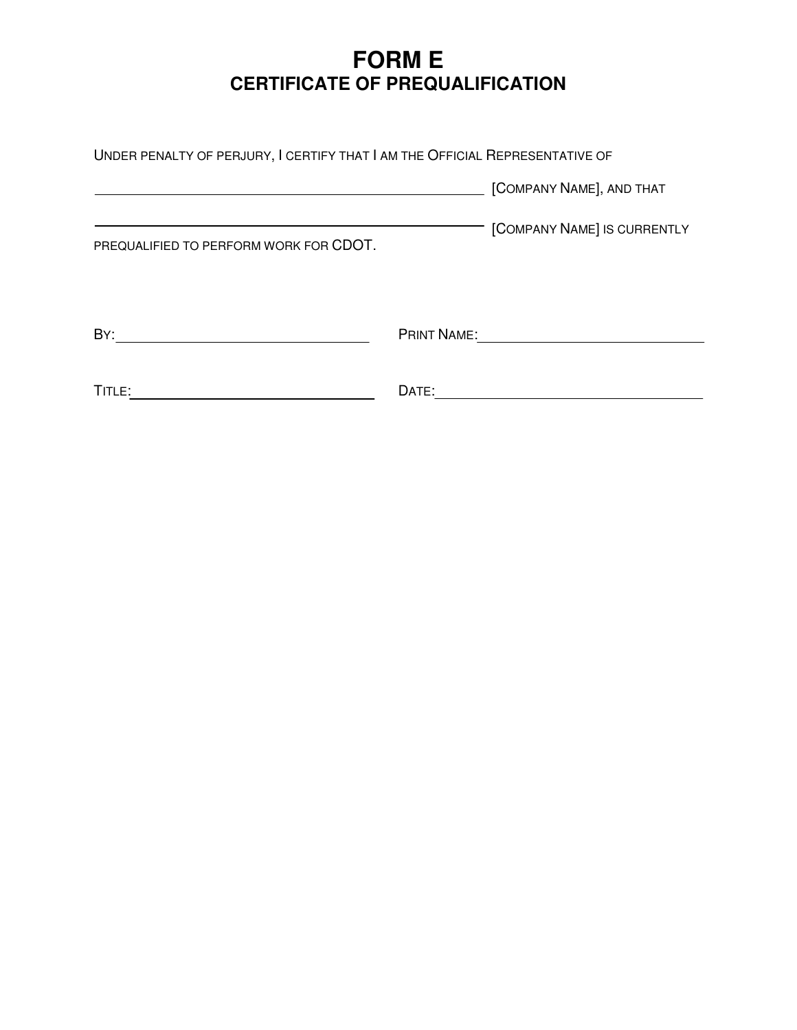# FORM E
## CERTIFICATE OF PREQUALIFICATION

UNDER PENALTY OF PERJURY, I CERTIFY THAT I AM THE OFFICIAL REPRESENTATIVE OF

______________________________________________ [COMPANY NAME], AND THAT

______________________________________________ [COMPANY NAME] IS CURRENTLY PREQUALIFIED TO PERFORM WORK FOR CDOT.

BY: ______________________________ PRINT NAME: ______________________________

TITLE: ______________________________ DATE: ______________________________